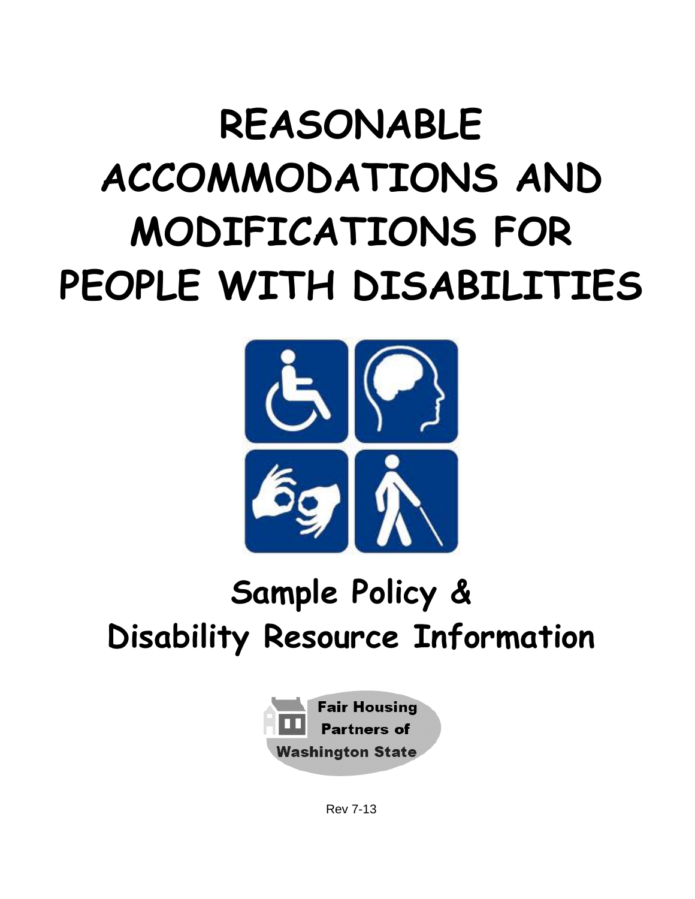# REASONABLE ACCOMMODATIONS AND MODIFICATIONS FOR PEOPLE WITH DISABILITIES

## Sample Policy & Disability Resource Information

Fair Housing Partners of Washington State

Rev 7-13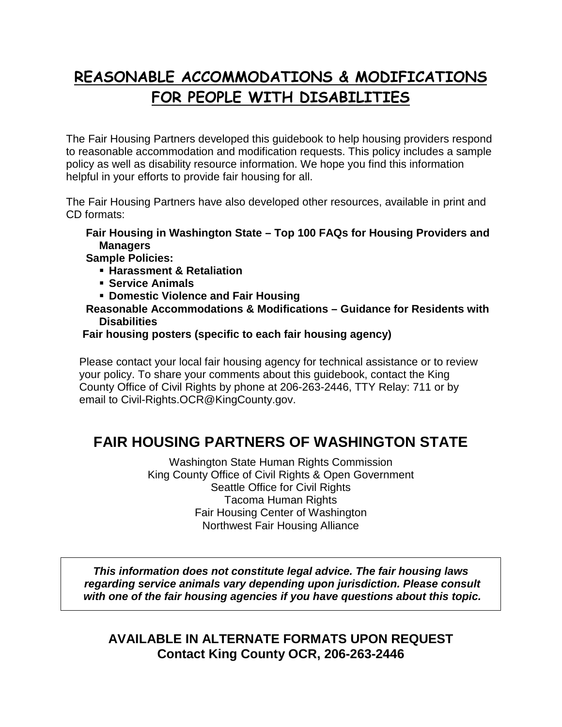# REASONABLE ACCOMMODATIONS & MODIFICATIONS FOR PEOPLE WITH DISABILITIES

The Fair Housing Partners developed this guidebook to help housing providers respond to reasonable accommodation and modification requests. This policy includes a sample policy as well as disability resource information. We hope you find this information helpful in your efforts to provide fair housing for all.

The Fair Housing Partners have also developed other resources, available in print and CD formats:

- **Fair Housing in Washington State – Top 100 FAQs for Housing Providers and Managers**
- **Sample Policies:**
  - **Harassment & Retaliation**
  - **Service Animals**
  - **Domestic Violence and Fair Housing**
- **Reasonable Accommodations & Modifications – Guidance for Residents with Disabilities**
- **Fair housing posters (specific to each fair housing agency)**

Please contact your local fair housing agency for technical assistance or to review your policy. To share your comments about this guidebook, contact the King County Office of Civil Rights by phone at 206-263-2446, TTY Relay: 711 or by email to Civil-Rights.OCR@KingCounty.gov.

## FAIR HOUSING PARTNERS OF WASHINGTON STATE

Washington State Human Rights Commission
King County Office of Civil Rights & Open Government
Seattle Office for Civil Rights
Tacoma Human Rights
Fair Housing Center of Washington
Northwest Fair Housing Alliance

***This information does not constitute legal advice. The fair housing laws regarding service animals vary depending upon jurisdiction. Please consult with one of the fair housing agencies if you have questions about this topic.***

## AVAILABLE IN ALTERNATE FORMATS UPON REQUEST
## Contact King County OCR, 206-263-2446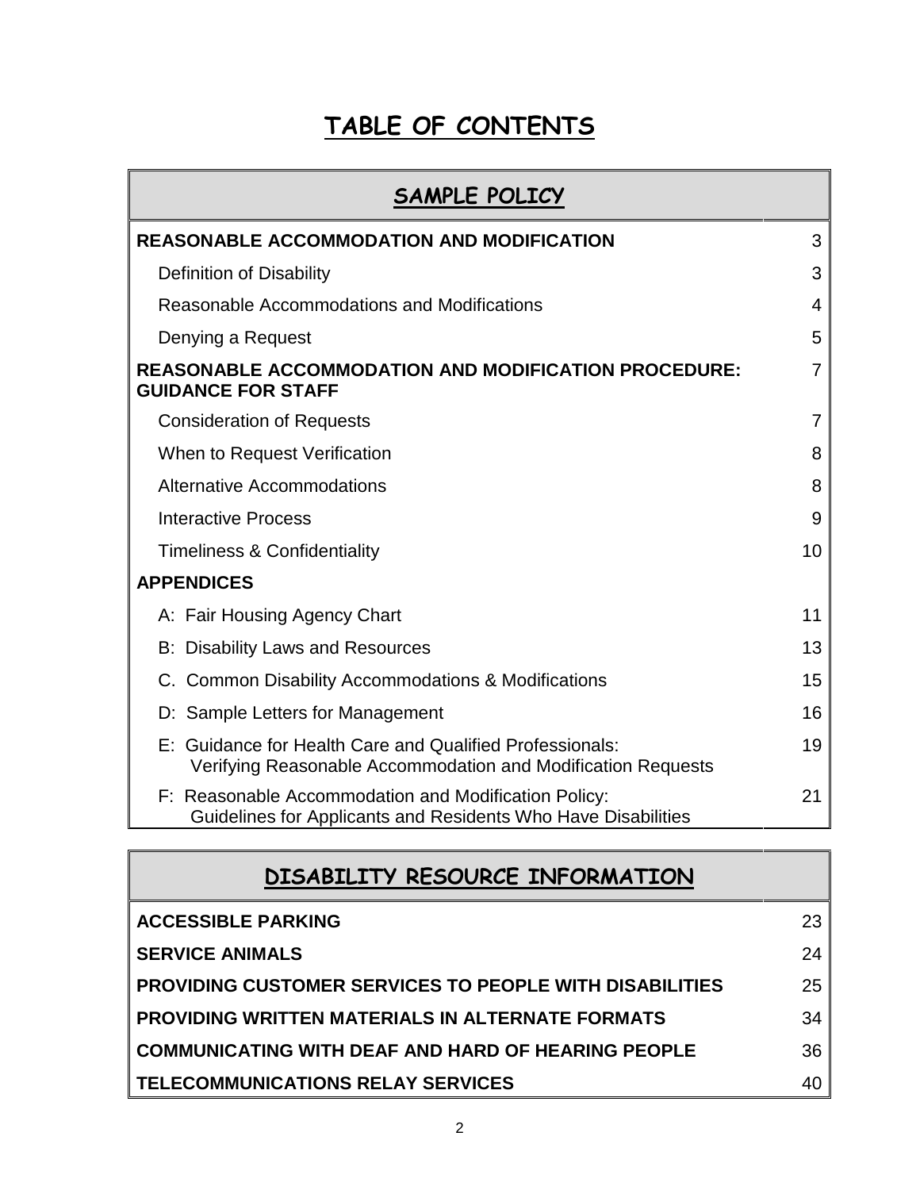# TABLE OF CONTENTS

| SAMPLE POLICY | |
|---|---|
| **REASONABLE ACCOMMODATION AND MODIFICATION** | 3 |
| Definition of Disability | 3 |
| Reasonable Accommodations and Modifications | 4 |
| Denying a Request | 5 |
| **REASONABLE ACCOMMODATION AND MODIFICATION PROCEDURE: GUIDANCE FOR STAFF** | 7 |
| Consideration of Requests | 7 |
| When to Request Verification | 8 |
| Alternative Accommodations | 8 |
| Interactive Process | 9 |
| Timeliness & Confidentiality | 10 |
| **APPENDICES** | |
| A: Fair Housing Agency Chart | 11 |
| B: Disability Laws and Resources | 13 |
| C. Common Disability Accommodations & Modifications | 15 |
| D: Sample Letters for Management | 16 |
| E: Guidance for Health Care and Qualified Professionals: Verifying Reasonable Accommodation and Modification Requests | 19 |
| F: Reasonable Accommodation and Modification Policy: Guidelines for Applicants and Residents Who Have Disabilities | 21 |

| DISABILITY RESOURCE INFORMATION | |
|---|---|
| **ACCESSIBLE PARKING** | 23 |
| **SERVICE ANIMALS** | 24 |
| **PROVIDING CUSTOMER SERVICES TO PEOPLE WITH DISABILITIES** | 25 |
| **PROVIDING WRITTEN MATERIALS IN ALTERNATE FORMATS** | 34 |
| **COMMUNICATING WITH DEAF AND HARD OF HEARING PEOPLE** | 36 |
| **TELECOMMUNICATIONS RELAY SERVICES** | 40 |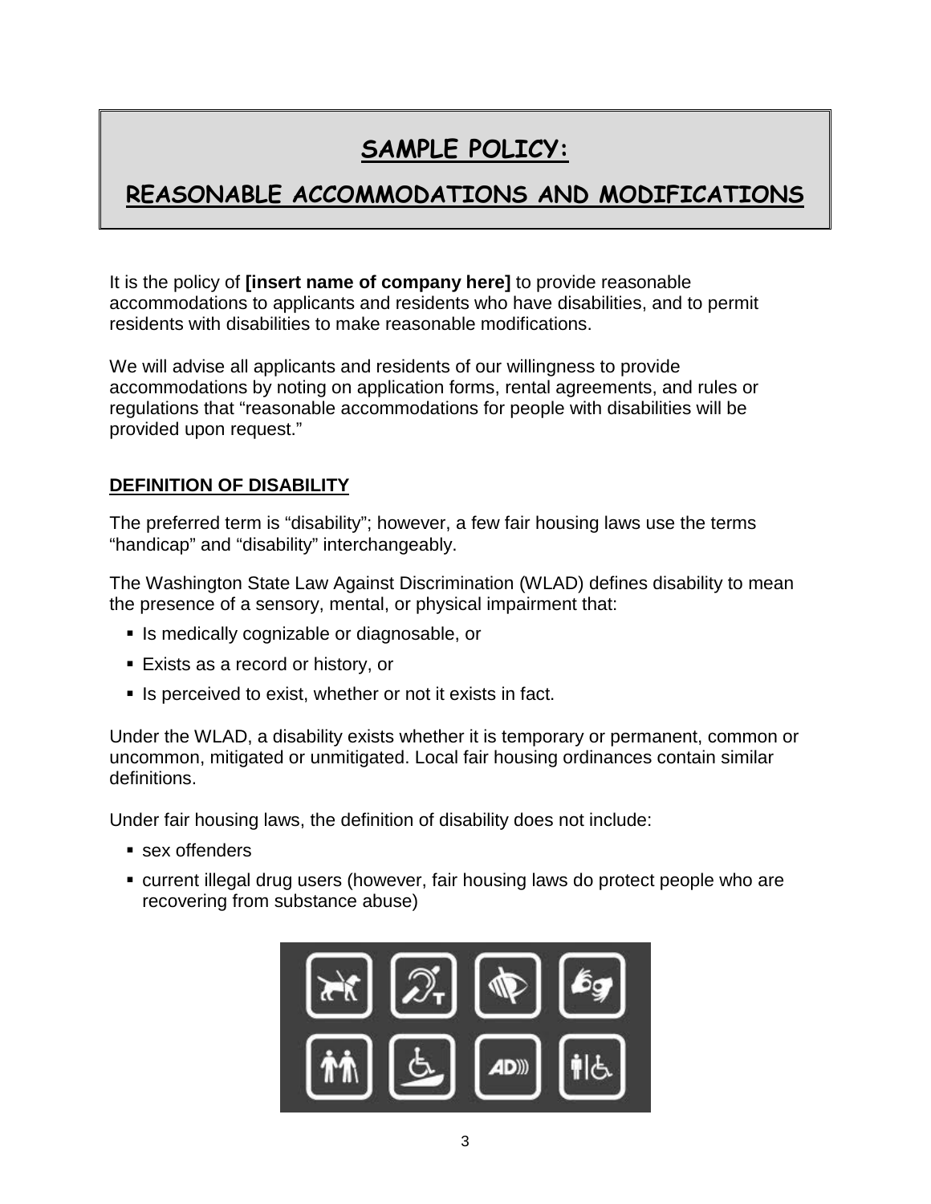# SAMPLE POLICY:

# REASONABLE ACCOMMODATIONS AND MODIFICATIONS

It is the policy of **[insert name of company here]** to provide reasonable accommodations to applicants and residents who have disabilities, and to permit residents with disabilities to make reasonable modifications.

We will advise all applicants and residents of our willingness to provide accommodations by noting on application forms, rental agreements, and rules or regulations that "reasonable accommodations for people with disabilities will be provided upon request."

## DEFINITION OF DISABILITY

The preferred term is "disability"; however, a few fair housing laws use the terms "handicap" and "disability" interchangeably.

The Washington State Law Against Discrimination (WLAD) defines disability to mean the presence of a sensory, mental, or physical impairment that:

- Is medically cognizable or diagnosable, or
- Exists as a record or history, or
- Is perceived to exist, whether or not it exists in fact.

Under the WLAD, a disability exists whether it is temporary or permanent, common or uncommon, mitigated or unmitigated. Local fair housing ordinances contain similar definitions.

Under fair housing laws, the definition of disability does not include:

- sex offenders
- current illegal drug users (however, fair housing laws do protect people who are recovering from substance abuse)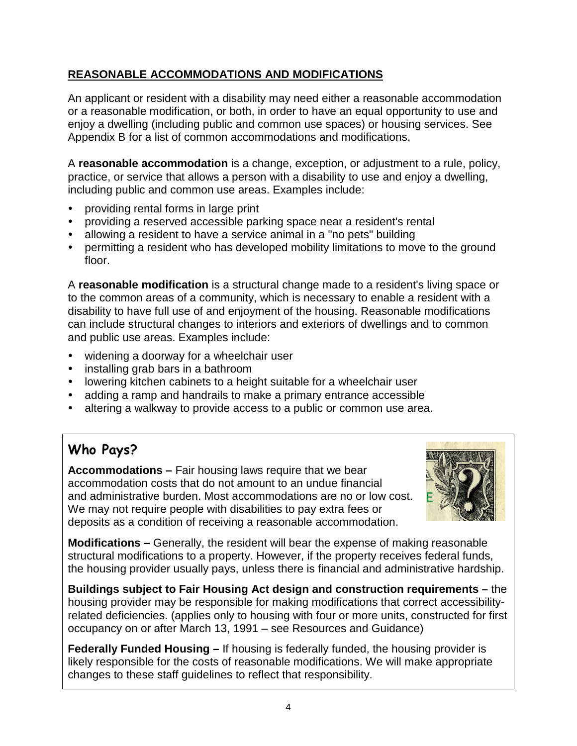## REASONABLE ACCOMMODATIONS AND MODIFICATIONS

An applicant or resident with a disability may need either a reasonable accommodation or a reasonable modification, or both, in order to have an equal opportunity to use and enjoy a dwelling (including public and common use spaces) or housing services. See Appendix B for a list of common accommodations and modifications.

A **reasonable accommodation** is a change, exception, or adjustment to a rule, policy, practice, or service that allows a person with a disability to use and enjoy a dwelling, including public and common use areas. Examples include:

- providing rental forms in large print
- providing a reserved accessible parking space near a resident's rental
- allowing a resident to have a service animal in a "no pets" building
- permitting a resident who has developed mobility limitations to move to the ground floor.

A **reasonable modification** is a structural change made to a resident's living space or to the common areas of a community, which is necessary to enable a resident with a disability to have full use of and enjoyment of the housing. Reasonable modifications can include structural changes to interiors and exteriors of dwellings and to common and public use areas. Examples include:

- widening a doorway for a wheelchair user
- installing grab bars in a bathroom
- lowering kitchen cabinets to a height suitable for a wheelchair user
- adding a ramp and handrails to make a primary entrance accessible
- altering a walkway to provide access to a public or common use area.

### Who Pays?

**Accommodations –** Fair housing laws require that we bear accommodation costs that do not amount to an undue financial and administrative burden. Most accommodations are no or low cost. We may not require people with disabilities to pay extra fees or deposits as a condition of receiving a reasonable accommodation.

**Modifications –** Generally, the resident will bear the expense of making reasonable structural modifications to a property. However, if the property receives federal funds, the housing provider usually pays, unless there is financial and administrative hardship.

**Buildings subject to Fair Housing Act design and construction requirements –** the housing provider may be responsible for making modifications that correct accessibility-related deficiencies. (applies only to housing with four or more units, constructed for first occupancy on or after March 13, 1991 – see Resources and Guidance)

**Federally Funded Housing –** If housing is federally funded, the housing provider is likely responsible for the costs of reasonable modifications. We will make appropriate changes to these staff guidelines to reflect that responsibility.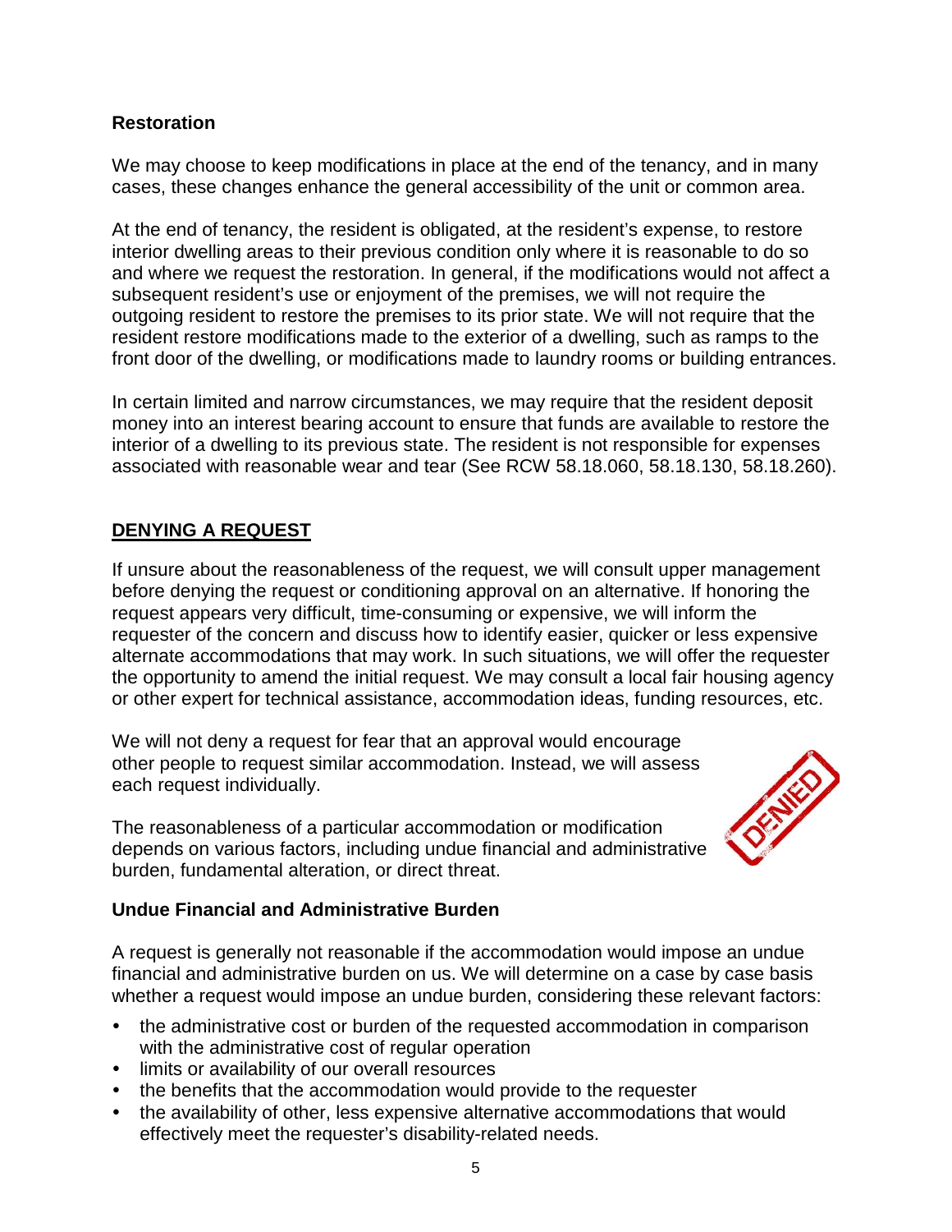### Restoration

We may choose to keep modifications in place at the end of the tenancy, and in many cases, these changes enhance the general accessibility of the unit or common area.

At the end of tenancy, the resident is obligated, at the resident's expense, to restore interior dwelling areas to their previous condition only where it is reasonable to do so and where we request the restoration. In general, if the modifications would not affect a subsequent resident's use or enjoyment of the premises, we will not require the outgoing resident to restore the premises to its prior state. We will not require that the resident restore modifications made to the exterior of a dwelling, such as ramps to the front door of the dwelling, or modifications made to laundry rooms or building entrances.

In certain limited and narrow circumstances, we may require that the resident deposit money into an interest bearing account to ensure that funds are available to restore the interior of a dwelling to its previous state. The resident is not responsible for expenses associated with reasonable wear and tear (See RCW 58.18.060, 58.18.130, 58.18.260).

## DENYING A REQUEST

If unsure about the reasonableness of the request, we will consult upper management before denying the request or conditioning approval on an alternative. If honoring the request appears very difficult, time-consuming or expensive, we will inform the requester of the concern and discuss how to identify easier, quicker or less expensive alternate accommodations that may work. In such situations, we will offer the requester the opportunity to amend the initial request. We may consult a local fair housing agency or other expert for technical assistance, accommodation ideas, funding resources, etc.

We will not deny a request for fear that an approval would encourage other people to request similar accommodation. Instead, we will assess each request individually.

The reasonableness of a particular accommodation or modification depends on various factors, including undue financial and administrative burden, fundamental alteration, or direct threat.

### Undue Financial and Administrative Burden

A request is generally not reasonable if the accommodation would impose an undue financial and administrative burden on us. We will determine on a case by case basis whether a request would impose an undue burden, considering these relevant factors:

- the administrative cost or burden of the requested accommodation in comparison with the administrative cost of regular operation
- limits or availability of our overall resources
- the benefits that the accommodation would provide to the requester
- the availability of other, less expensive alternative accommodations that would effectively meet the requester's disability-related needs.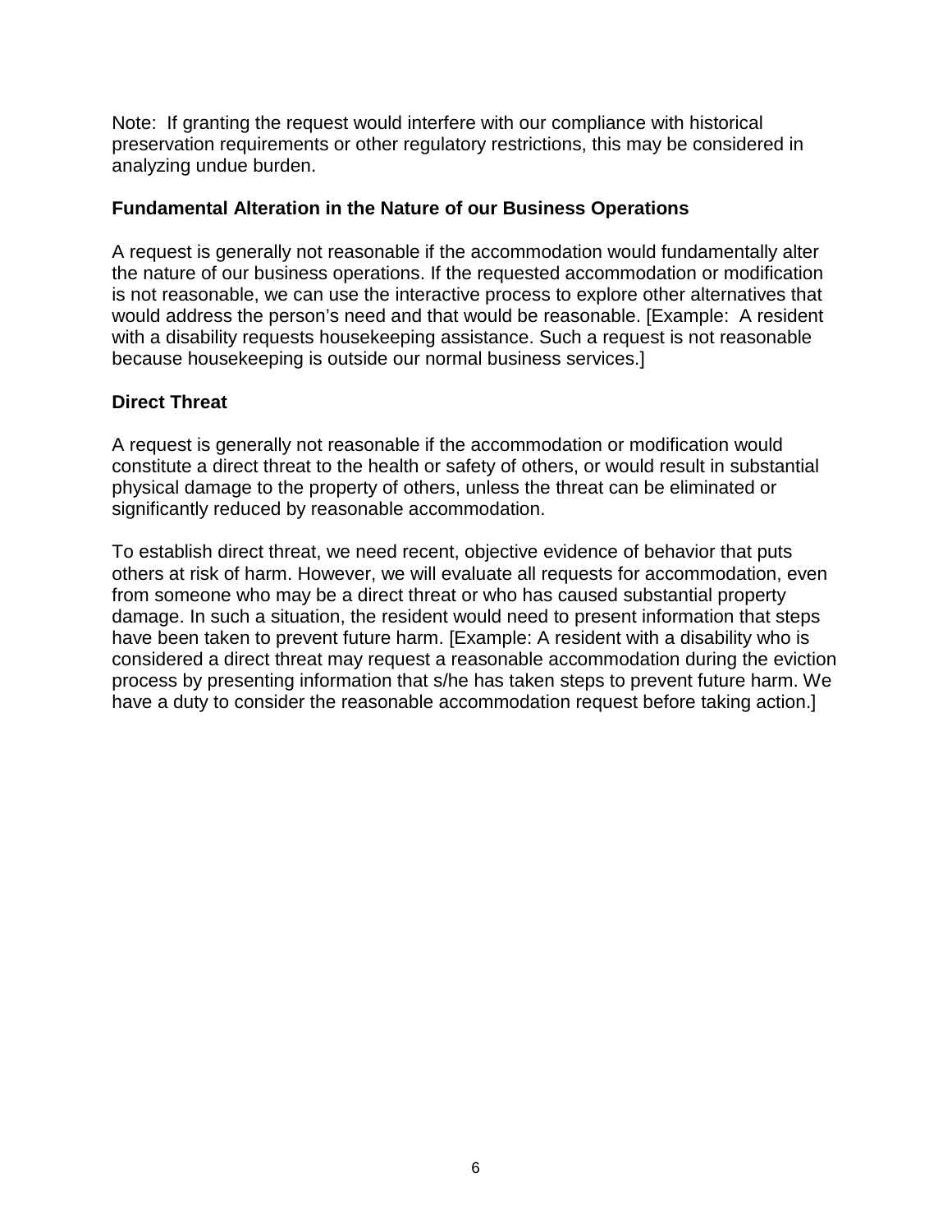Note: If granting the request would interfere with our compliance with historical preservation requirements or other regulatory restrictions, this may be considered in analyzing undue burden.

**Fundamental Alteration in the Nature of our Business Operations**

A request is generally not reasonable if the accommodation would fundamentally alter the nature of our business operations. If the requested accommodation or modification is not reasonable, we can use the interactive process to explore other alternatives that would address the person's need and that would be reasonable. [Example: A resident with a disability requests housekeeping assistance. Such a request is not reasonable because housekeeping is outside our normal business services.]

**Direct Threat**

A request is generally not reasonable if the accommodation or modification would constitute a direct threat to the health or safety of others, or would result in substantial physical damage to the property of others, unless the threat can be eliminated or significantly reduced by reasonable accommodation.

To establish direct threat, we need recent, objective evidence of behavior that puts others at risk of harm. However, we will evaluate all requests for accommodation, even from someone who may be a direct threat or who has caused substantial property damage. In such a situation, the resident would need to present information that steps have been taken to prevent future harm. [Example: A resident with a disability who is considered a direct threat may request a reasonable accommodation during the eviction process by presenting information that s/he has taken steps to prevent future harm. We have a duty to consider the reasonable accommodation request before taking action.]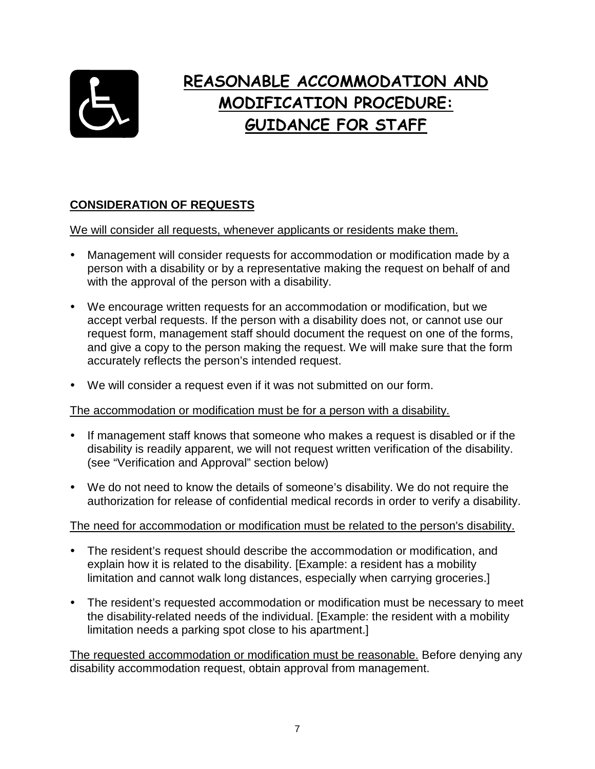# REASONABLE ACCOMMODATION AND MODIFICATION PROCEDURE: GUIDANCE FOR STAFF

## CONSIDERATION OF REQUESTS

We will consider all requests, whenever applicants or residents make them.

- Management will consider requests for accommodation or modification made by a person with a disability or by a representative making the request on behalf of and with the approval of the person with a disability.
- We encourage written requests for an accommodation or modification, but we accept verbal requests. If the person with a disability does not, or cannot use our request form, management staff should document the request on one of the forms, and give a copy to the person making the request. We will make sure that the form accurately reflects the person's intended request.
- We will consider a request even if it was not submitted on our form.

The accommodation or modification must be for a person with a disability.

- If management staff knows that someone who makes a request is disabled or if the disability is readily apparent, we will not request written verification of the disability. (see "Verification and Approval" section below)
- We do not need to know the details of someone's disability. We do not require the authorization for release of confidential medical records in order to verify a disability.

The need for accommodation or modification must be related to the person's disability.

- The resident's request should describe the accommodation or modification, and explain how it is related to the disability. [Example: a resident has a mobility limitation and cannot walk long distances, especially when carrying groceries.]
- The resident's requested accommodation or modification must be necessary to meet the disability-related needs of the individual. [Example: the resident with a mobility limitation needs a parking spot close to his apartment.]

The requested accommodation or modification must be reasonable. Before denying any disability accommodation request, obtain approval from management.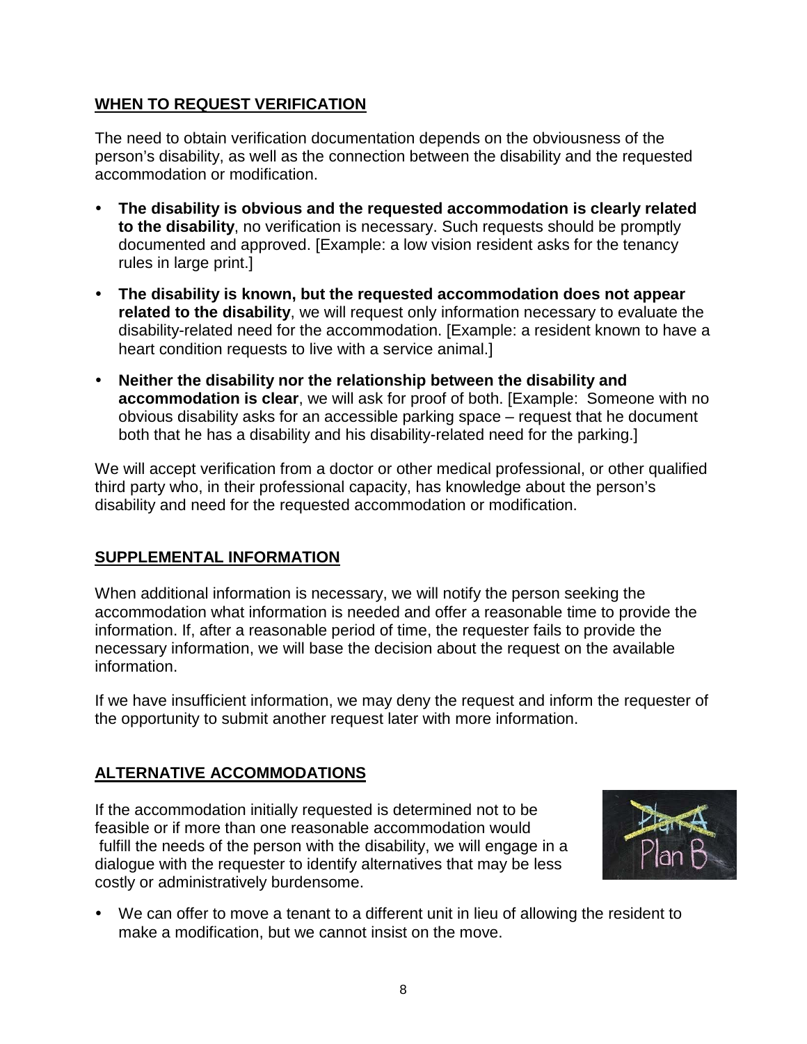## WHEN TO REQUEST VERIFICATION

The need to obtain verification documentation depends on the obviousness of the person's disability, as well as the connection between the disability and the requested accommodation or modification.

- **The disability is obvious and the requested accommodation is clearly related to the disability**, no verification is necessary. Such requests should be promptly documented and approved. [Example: a low vision resident asks for the tenancy rules in large print.]
- **The disability is known, but the requested accommodation does not appear related to the disability**, we will request only information necessary to evaluate the disability-related need for the accommodation. [Example: a resident known to have a heart condition requests to live with a service animal.]
- **Neither the disability nor the relationship between the disability and accommodation is clear**, we will ask for proof of both. [Example: Someone with no obvious disability asks for an accessible parking space – request that he document both that he has a disability and his disability-related need for the parking.]

We will accept verification from a doctor or other medical professional, or other qualified third party who, in their professional capacity, has knowledge about the person's disability and need for the requested accommodation or modification.

## SUPPLEMENTAL INFORMATION

When additional information is necessary, we will notify the person seeking the accommodation what information is needed and offer a reasonable time to provide the information. If, after a reasonable period of time, the requester fails to provide the necessary information, we will base the decision about the request on the available information.

If we have insufficient information, we may deny the request and inform the requester of the opportunity to submit another request later with more information.

## ALTERNATIVE ACCOMMODATIONS

If the accommodation initially requested is determined not to be feasible or if more than one reasonable accommodation would fulfill the needs of the person with the disability, we will engage in a dialogue with the requester to identify alternatives that may be less costly or administratively burdensome.

- We can offer to move a tenant to a different unit in lieu of allowing the resident to make a modification, but we cannot insist on the move.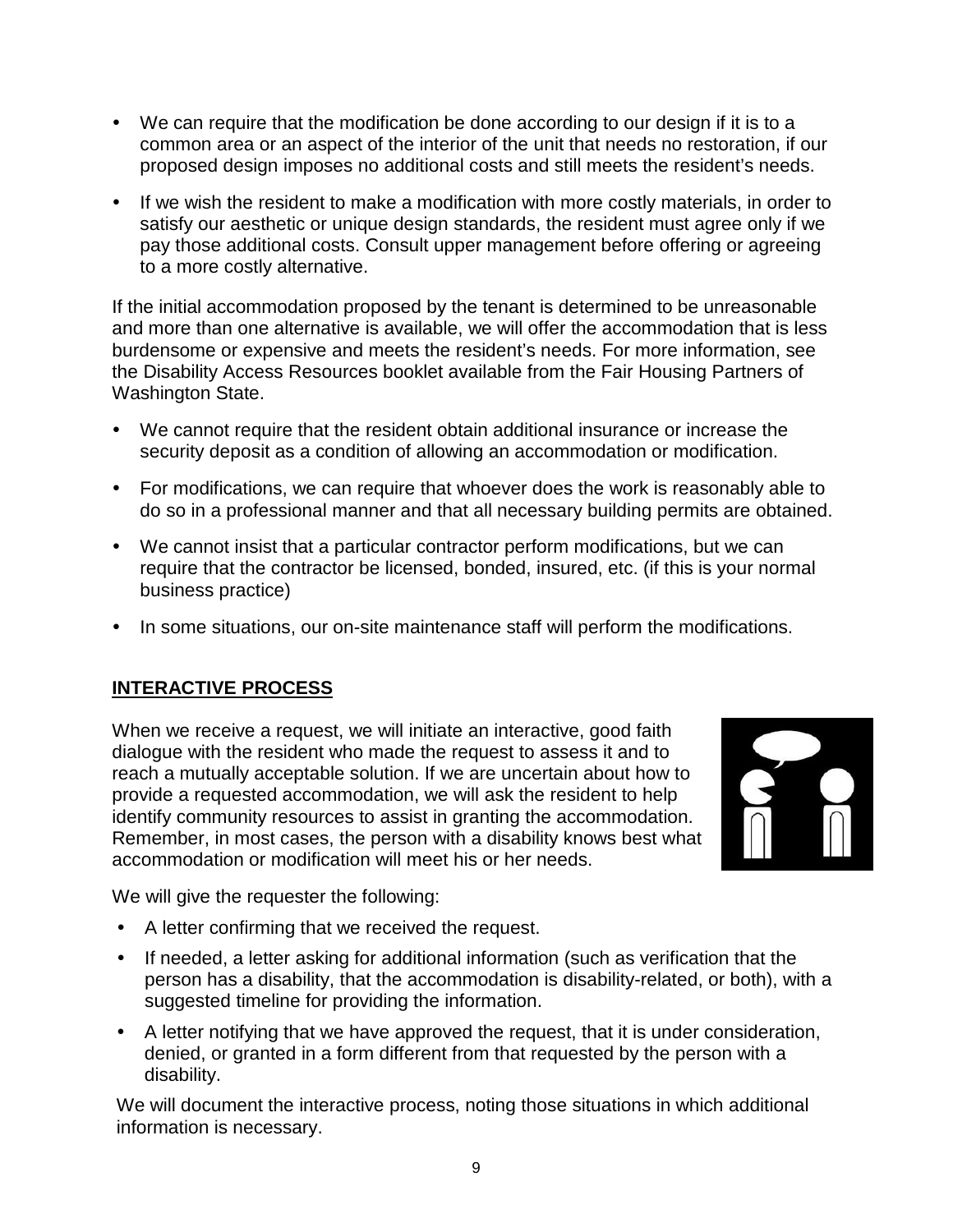- We can require that the modification be done according to our design if it is to a common area or an aspect of the interior of the unit that needs no restoration, if our proposed design imposes no additional costs and still meets the resident's needs.
- If we wish the resident to make a modification with more costly materials, in order to satisfy our aesthetic or unique design standards, the resident must agree only if we pay those additional costs. Consult upper management before offering or agreeing to a more costly alternative.

If the initial accommodation proposed by the tenant is determined to be unreasonable and more than one alternative is available, we will offer the accommodation that is less burdensome or expensive and meets the resident's needs. For more information, see the Disability Access Resources booklet available from the Fair Housing Partners of Washington State.

- We cannot require that the resident obtain additional insurance or increase the security deposit as a condition of allowing an accommodation or modification.
- For modifications, we can require that whoever does the work is reasonably able to do so in a professional manner and that all necessary building permits are obtained.
- We cannot insist that a particular contractor perform modifications, but we can require that the contractor be licensed, bonded, insured, etc. (if this is your normal business practice)
- In some situations, our on-site maintenance staff will perform the modifications.

## INTERACTIVE PROCESS

When we receive a request, we will initiate an interactive, good faith dialogue with the resident who made the request to assess it and to reach a mutually acceptable solution. If we are uncertain about how to provide a requested accommodation, we will ask the resident to help identify community resources to assist in granting the accommodation. Remember, in most cases, the person with a disability knows best what accommodation or modification will meet his or her needs.

We will give the requester the following:

- A letter confirming that we received the request.
- If needed, a letter asking for additional information (such as verification that the person has a disability, that the accommodation is disability-related, or both), with a suggested timeline for providing the information.
- A letter notifying that we have approved the request, that it is under consideration, denied, or granted in a form different from that requested by the person with a disability.

We will document the interactive process, noting those situations in which additional information is necessary.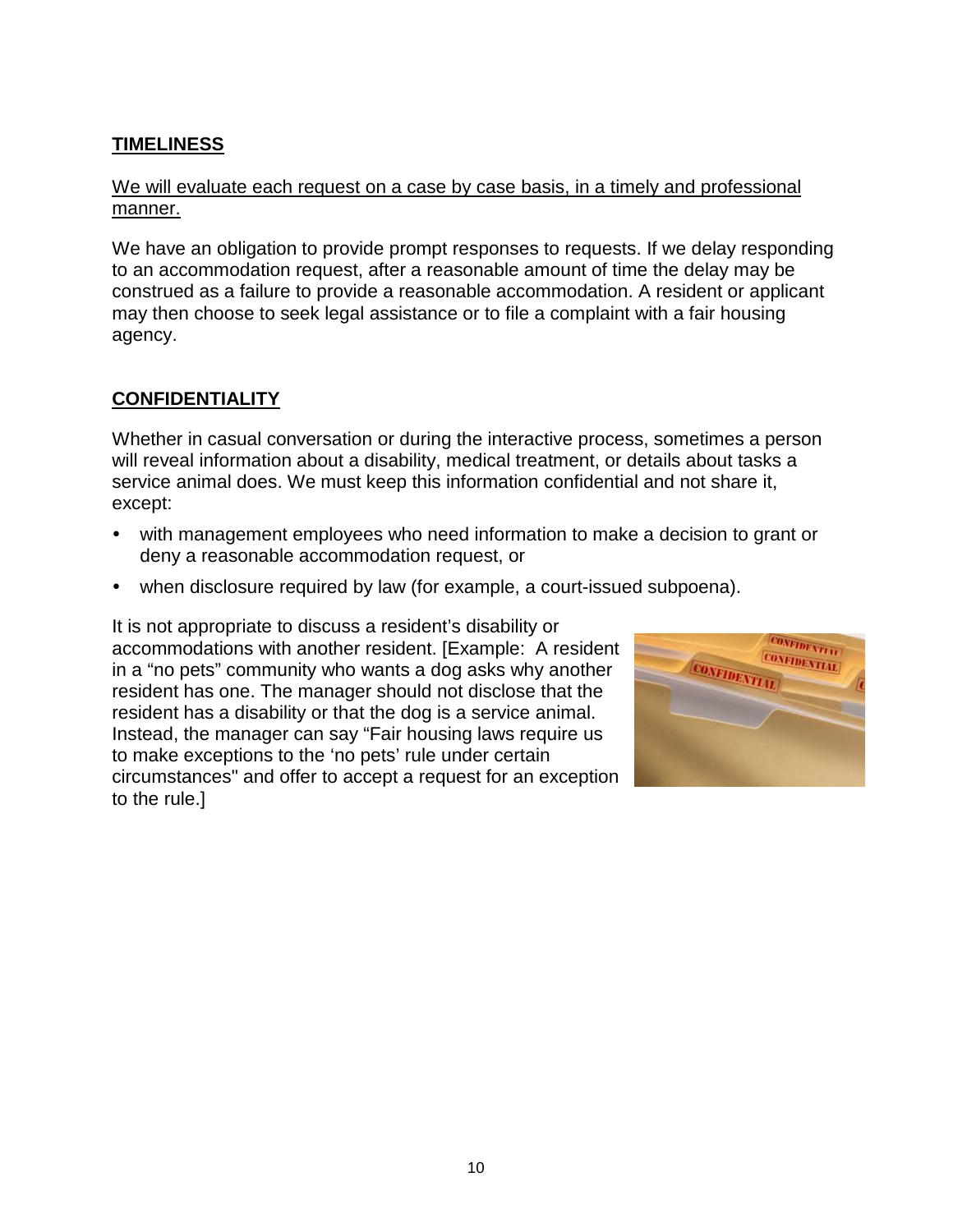## TIMELINESS

We will evaluate each request on a case by case basis, in a timely and professional manner.

We have an obligation to provide prompt responses to requests. If we delay responding to an accommodation request, after a reasonable amount of time the delay may be construed as a failure to provide a reasonable accommodation. A resident or applicant may then choose to seek legal assistance or to file a complaint with a fair housing agency.

## CONFIDENTIALITY

Whether in casual conversation or during the interactive process, sometimes a person will reveal information about a disability, medical treatment, or details about tasks a service animal does. We must keep this information confidential and not share it, except:

- with management employees who need information to make a decision to grant or deny a reasonable accommodation request, or
- when disclosure required by law (for example, a court-issued subpoena).

It is not appropriate to discuss a resident's disability or accommodations with another resident. [Example: A resident in a "no pets" community who wants a dog asks why another resident has one. The manager should not disclose that the resident has a disability or that the dog is a service animal. Instead, the manager can say "Fair housing laws require us to make exceptions to the 'no pets' rule under certain circumstances" and offer to accept a request for an exception to the rule.]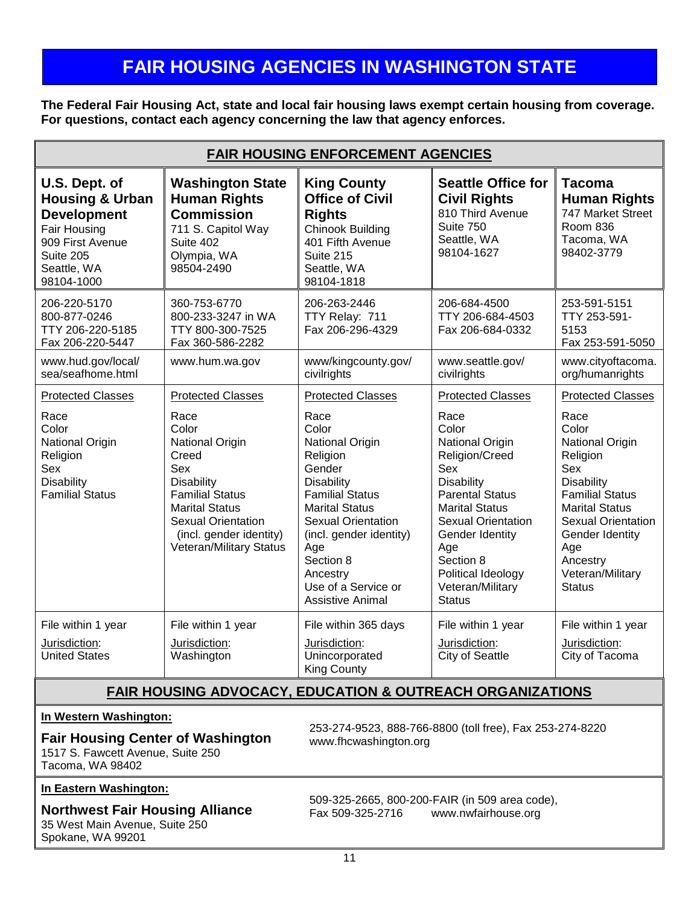# FAIR HOUSING AGENCIES IN WASHINGTON STATE

**The Federal Fair Housing Act, state and local fair housing laws exempt certain housing from coverage. For questions, contact each agency concerning the law that agency enforces.**

## FAIR HOUSING ENFORCEMENT AGENCIES

| **U.S. Dept. of Housing & Urban Development** | **Washington State Human Rights Commission** | **King County Office of Civil Rights** | **Seattle Office for Civil Rights** | **Tacoma Human Rights** |
|---|---|---|---|---|
| Fair Housing<br>909 First Avenue<br>Suite 205<br>Seattle, WA<br>98104-1000 | 711 S. Capitol Way<br>Suite 402<br>Olympia, WA<br>98504-2490 | Chinook Building<br>401 Fifth Avenue<br>Suite 215<br>Seattle, WA<br>98104-1818 | 810 Third Avenue<br>Suite 750<br>Seattle, WA<br>98104-1627 | 747 Market Street<br>Room 836<br>Tacoma, WA<br>98402-3779 |
| 206-220-5170<br>800-877-0246<br>TTY 206-220-5185<br>Fax 206-220-5447 | 360-753-6770<br>800-233-3247 in WA<br>TTY 800-300-7525<br>Fax 360-586-2282 | 206-263-2446<br>TTY Relay: 711<br>Fax 206-296-4329 | 206-684-4500<br>TTY 206-684-4503<br>Fax 206-684-0332 | 253-591-5151<br>TTY 253-591-5153<br>Fax 253-591-5050 |
| www.hud.gov/local/sea/seafhome.html | www.hum.wa.gov | www/kingcounty.gov/civilrights | www.seattle.gov/civilrights | www.cityoftacoma.org/humanrights |
| Protected Classes<br><br>Race<br>Color<br>National Origin<br>Religion<br>Sex<br>Disability<br>Familial Status | Protected Classes<br><br>Race<br>Color<br>National Origin<br>Creed<br>Sex<br>Disability<br>Familial Status<br>Marital Status<br>Sexual Orientation<br>(incl. gender identity)<br>Veteran/Military Status | Protected Classes<br><br>Race<br>Color<br>National Origin<br>Religion<br>Gender<br>Disability<br>Familial Status<br>Marital Status<br>Sexual Orientation<br>(incl. gender identity)<br>Age<br>Section 8<br>Ancestry<br>Use of a Service or Assistive Animal | Protected Classes<br><br>Race<br>Color<br>National Origin<br>Religion/Creed<br>Sex<br>Disability<br>Parental Status<br>Marital Status<br>Sexual Orientation<br>Gender Identity<br>Age<br>Section 8<br>Political Ideology<br>Veteran/Military Status | Protected Classes<br><br>Race<br>Color<br>National Origin<br>Religion<br>Sex<br>Disability<br>Familial Status<br>Marital Status<br>Sexual Orientation<br>Gender Identity<br>Age<br>Ancestry<br>Veteran/Military Status |
| File within 1 year<br><br>Jurisdiction:<br>United States | File within 1 year<br><br>Jurisdiction:<br>Washington | File within 365 days<br><br>Jurisdiction:<br>Unincorporated King County | File within 1 year<br><br>Jurisdiction:<br>City of Seattle | File within 1 year<br><br>Jurisdiction:<br>City of Tacoma |

## FAIR HOUSING ADVOCACY, EDUCATION & OUTREACH ORGANIZATIONS

**In Western Washington:**

### Fair Housing Center of Washington

1517 S. Fawcett Avenue, Suite 250
Tacoma, WA 98402

253-274-9523, 888-766-8800 (toll free), Fax 253-274-8220
www.fhcwashington.org

**In Eastern Washington:**

### Northwest Fair Housing Alliance

35 West Main Avenue, Suite 250
Spokane, WA 99201

509-325-2665, 800-200-FAIR (in 509 area code),
Fax 509-325-2716 www.nwfairhouse.org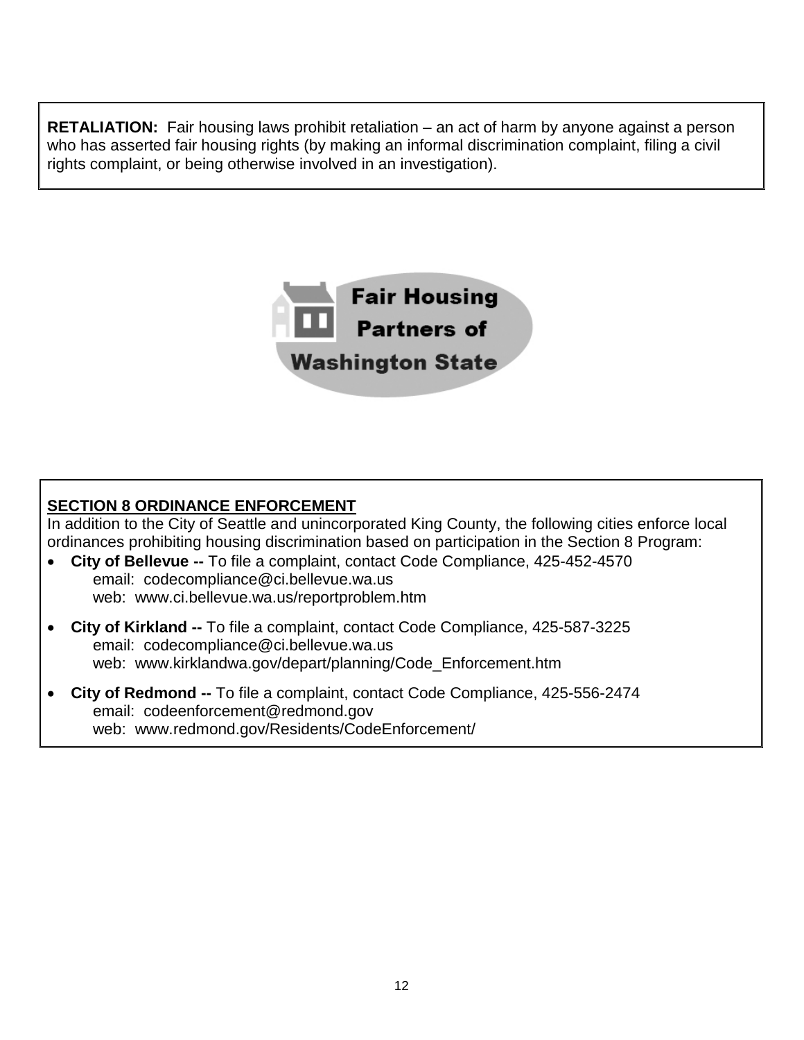**RETALIATION:** Fair housing laws prohibit retaliation – an act of harm by anyone against a person who has asserted fair housing rights (by making an informal discrimination complaint, filing a civil rights complaint, or being otherwise involved in an investigation).

Fair Housing Partners of Washington State

## SECTION 8 ORDINANCE ENFORCEMENT

In addition to the City of Seattle and unincorporated King County, the following cities enforce local ordinances prohibiting housing discrimination based on participation in the Section 8 Program:

- **City of Bellevue --** To file a complaint, contact Code Compliance, 425-452-4570
  email: codecompliance@ci.bellevue.wa.us
  web: www.ci.bellevue.wa.us/reportproblem.htm
- **City of Kirkland --** To file a complaint, contact Code Compliance, 425-587-3225
  email: codecompliance@ci.bellevue.wa.us
  web: www.kirklandwa.gov/depart/planning/Code_Enforcement.htm
- **City of Redmond --** To file a complaint, contact Code Compliance, 425-556-2474
  email: codeenforcement@redmond.gov
  web: www.redmond.gov/Residents/CodeEnforcement/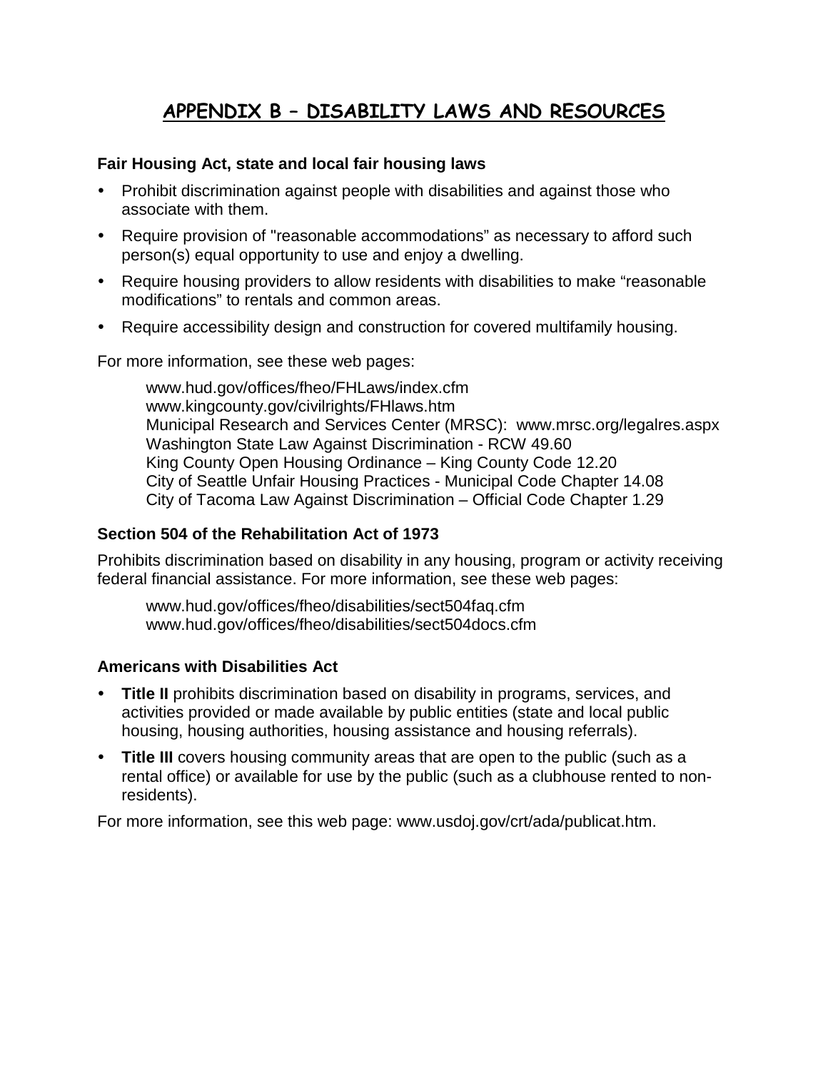# APPENDIX B – DISABILITY LAWS AND RESOURCES

**Fair Housing Act, state and local fair housing laws**

- Prohibit discrimination against people with disabilities and against those who associate with them.
- Require provision of "reasonable accommodations" as necessary to afford such person(s) equal opportunity to use and enjoy a dwelling.
- Require housing providers to allow residents with disabilities to make "reasonable modifications" to rentals and common areas.
- Require accessibility design and construction for covered multifamily housing.

For more information, see these web pages:

> www.hud.gov/offices/fheo/FHLaws/index.cfm
> www.kingcounty.gov/civilrights/FHlaws.htm
> Municipal Research and Services Center (MRSC): www.mrsc.org/legalres.aspx
> Washington State Law Against Discrimination - RCW 49.60
> King County Open Housing Ordinance – King County Code 12.20
> City of Seattle Unfair Housing Practices - Municipal Code Chapter 14.08
> City of Tacoma Law Against Discrimination – Official Code Chapter 1.29

**Section 504 of the Rehabilitation Act of 1973**

Prohibits discrimination based on disability in any housing, program or activity receiving federal financial assistance. For more information, see these web pages:

> www.hud.gov/offices/fheo/disabilities/sect504faq.cfm
> www.hud.gov/offices/fheo/disabilities/sect504docs.cfm

**Americans with Disabilities Act**

- **Title II** prohibits discrimination based on disability in programs, services, and activities provided or made available by public entities (state and local public housing, housing authorities, housing assistance and housing referrals).
- **Title III** covers housing community areas that are open to the public (such as a rental office) or available for use by the public (such as a clubhouse rented to non-residents).

For more information, see this web page: www.usdoj.gov/crt/ada/publicat.htm.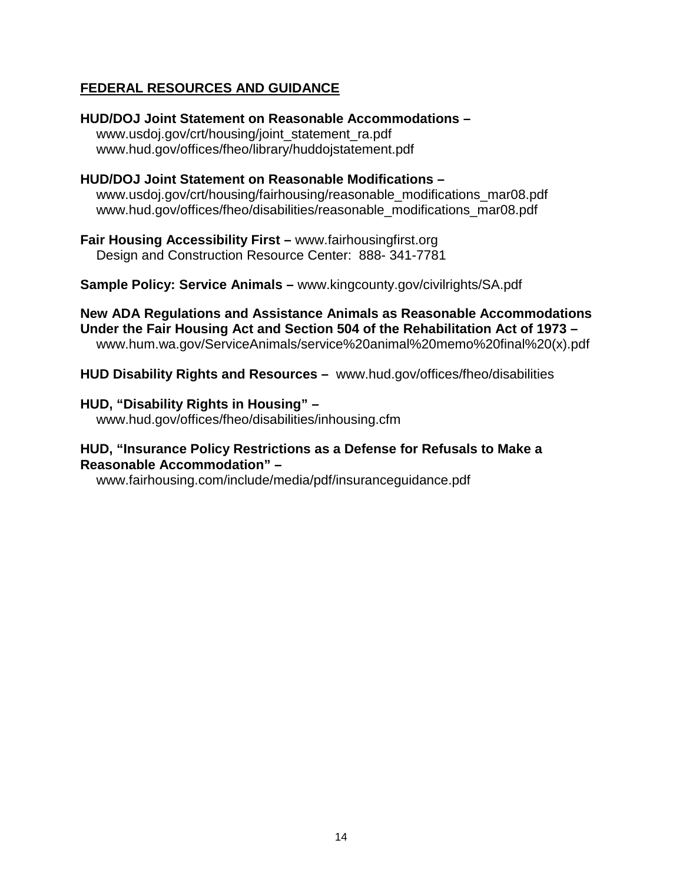## FEDERAL RESOURCES AND GUIDANCE

**HUD/DOJ Joint Statement on Reasonable Accommodations –**
www.usdoj.gov/crt/housing/joint_statement_ra.pdf
www.hud.gov/offices/fheo/library/huddojstatement.pdf

**HUD/DOJ Joint Statement on Reasonable Modifications –**
www.usdoj.gov/crt/housing/fairhousing/reasonable_modifications_mar08.pdf
www.hud.gov/offices/fheo/disabilities/reasonable_modifications_mar08.pdf

**Fair Housing Accessibility First –** www.fairhousingfirst.org
Design and Construction Resource Center: 888- 341-7781

**Sample Policy: Service Animals –** www.kingcounty.gov/civilrights/SA.pdf

**New ADA Regulations and Assistance Animals as Reasonable Accommodations Under the Fair Housing Act and Section 504 of the Rehabilitation Act of 1973 –**
www.hum.wa.gov/ServiceAnimals/service%20animal%20memo%20final%20(x).pdf

**HUD Disability Rights and Resources –** www.hud.gov/offices/fheo/disabilities

**HUD, "Disability Rights in Housing" –**
www.hud.gov/offices/fheo/disabilities/inhousing.cfm

**HUD, "Insurance Policy Restrictions as a Defense for Refusals to Make a Reasonable Accommodation" –**
www.fairhousing.com/include/media/pdf/insuranceguidance.pdf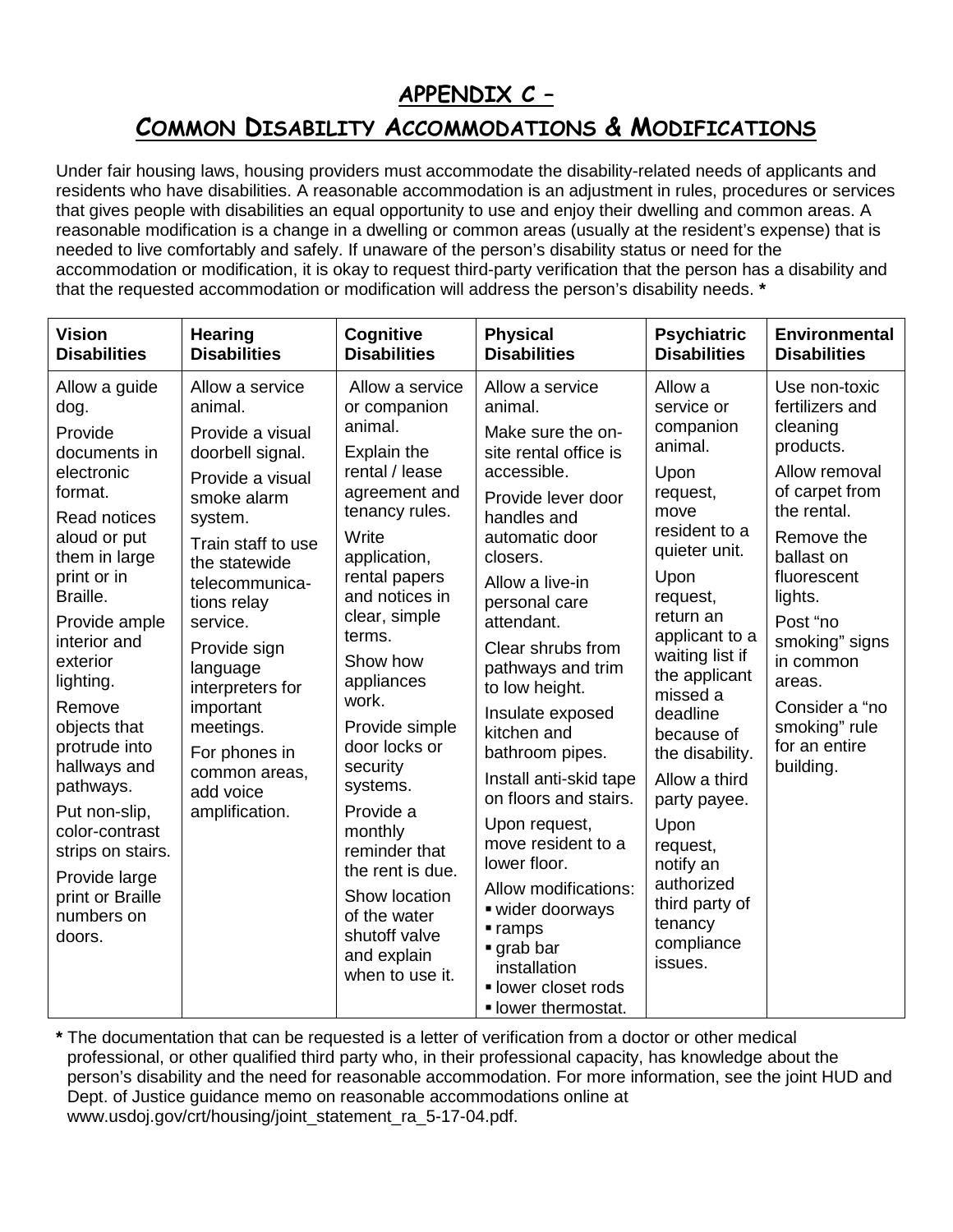# APPENDIX C –

## COMMON DISABILITY ACCOMMODATIONS & MODIFICATIONS

Under fair housing laws, housing providers must accommodate the disability-related needs of applicants and residents who have disabilities. A reasonable accommodation is an adjustment in rules, procedures or services that gives people with disabilities an equal opportunity to use and enjoy their dwelling and common areas. A reasonable modification is a change in a dwelling or common areas (usually at the resident's expense) that is needed to live comfortably and safely. If unaware of the person's disability status or need for the accommodation or modification, it is okay to request third-party verification that the person has a disability and that the requested accommodation or modification will address the person's disability needs. **\***

| Vision Disabilities | Hearing Disabilities | Cognitive Disabilities | Physical Disabilities | Psychiatric Disabilities | Environmental Disabilities |
|---|---|---|---|---|---|
| Allow a guide dog.<br>Provide documents in electronic format.<br>Read notices aloud or put them in large print or in Braille.<br>Provide ample interior and exterior lighting.<br>Remove objects that protrude into hallways and pathways.<br>Put non-slip, color-contrast strips on stairs.<br>Provide large print or Braille numbers on doors. | Allow a service animal.<br>Provide a visual doorbell signal.<br>Provide a visual smoke alarm system.<br>Train staff to use the statewide telecommunications relay service.<br>Provide sign language interpreters for important meetings.<br>For phones in common areas, add voice amplification. | Allow a service or companion animal.<br>Explain the rental / lease agreement and tenancy rules.<br>Write application, rental papers and notices in clear, simple terms.<br>Show how appliances work.<br>Provide simple door locks or security systems.<br>Provide a monthly reminder that the rent is due.<br>Show location of the water shutoff valve and explain when to use it. | Allow a service animal.<br>Make sure the on-site rental office is accessible.<br>Provide lever door handles and automatic door closers.<br>Allow a live-in personal care attendant.<br>Clear shrubs from pathways and trim to low height.<br>Insulate exposed kitchen and bathroom pipes.<br>Install anti-skid tape on floors and stairs.<br>Upon request, move resident to a lower floor.<br>Allow modifications:<br>▪ wider doorways<br>▪ ramps<br>▪ grab bar installation<br>▪ lower closet rods<br>▪ lower thermostat. | Allow a service or companion animal.<br>Upon request, move resident to a quieter unit.<br>Upon request, return an applicant to a waiting list if the applicant missed a deadline because of the disability.<br>Allow a third party payee.<br>Upon request, notify an authorized third party of tenancy compliance issues. | Use non-toxic fertilizers and cleaning products.<br>Allow removal of carpet from the rental.<br>Remove the ballast on fluorescent lights.<br>Post "no smoking" signs in common areas.<br>Consider a "no smoking" rule for an entire building. |

**\*** The documentation that can be requested is a letter of verification from a doctor or other medical professional, or other qualified third party who, in their professional capacity, has knowledge about the person's disability and the need for reasonable accommodation. For more information, see the joint HUD and Dept. of Justice guidance memo on reasonable accommodations online at www.usdoj.gov/crt/housing/joint_statement_ra_5-17-04.pdf.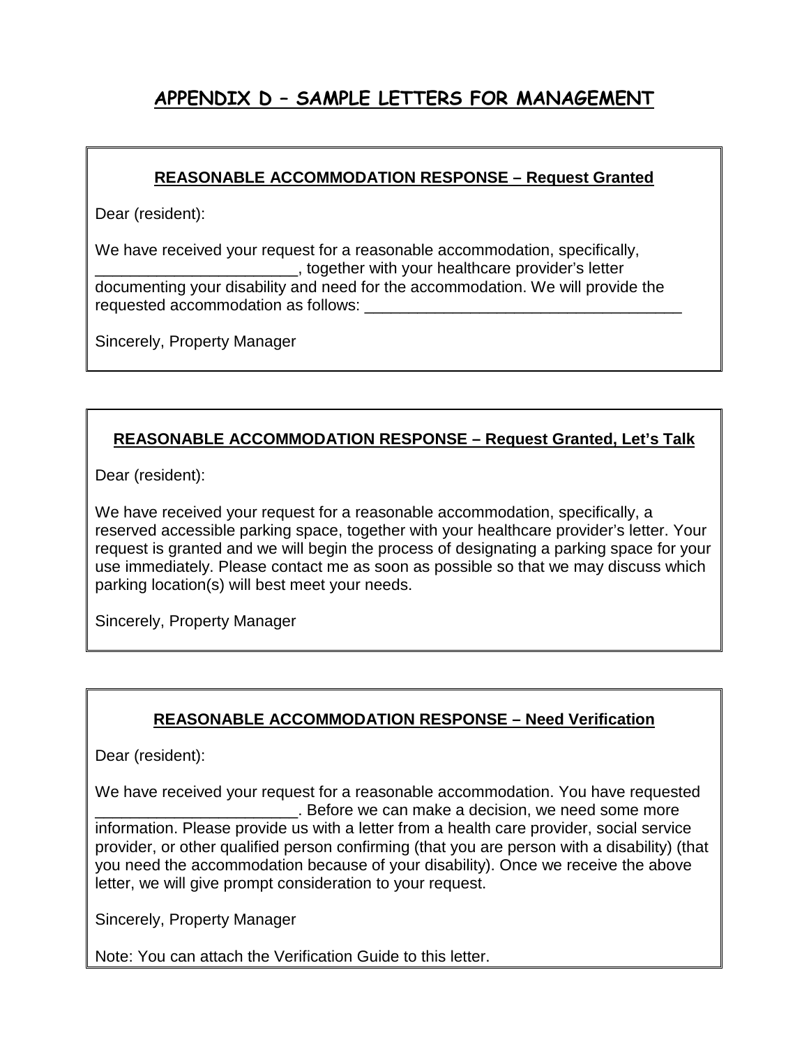# APPENDIX D – SAMPLE LETTERS FOR MANAGEMENT

**REASONABLE ACCOMMODATION RESPONSE – Request Granted**

Dear (resident):

We have received your request for a reasonable accommodation, specifically, _______________________, together with your healthcare provider's letter documenting your disability and need for the accommodation. We will provide the requested accommodation as follows: _____________________________________

Sincerely, Property Manager

---

**REASONABLE ACCOMMODATION RESPONSE – Request Granted, Let's Talk**

Dear (resident):

We have received your request for a reasonable accommodation, specifically, a reserved accessible parking space, together with your healthcare provider's letter. Your request is granted and we will begin the process of designating a parking space for your use immediately. Please contact me as soon as possible so that we may discuss which parking location(s) will best meet your needs.

Sincerely, Property Manager

---

**REASONABLE ACCOMMODATION RESPONSE – Need Verification**

Dear (resident):

We have received your request for a reasonable accommodation. You have requested _______________________. Before we can make a decision, we need some more information. Please provide us with a letter from a health care provider, social service provider, or other qualified person confirming (that you are person with a disability) (that you need the accommodation because of your disability). Once we receive the above letter, we will give prompt consideration to your request.

Sincerely, Property Manager

Note: You can attach the Verification Guide to this letter.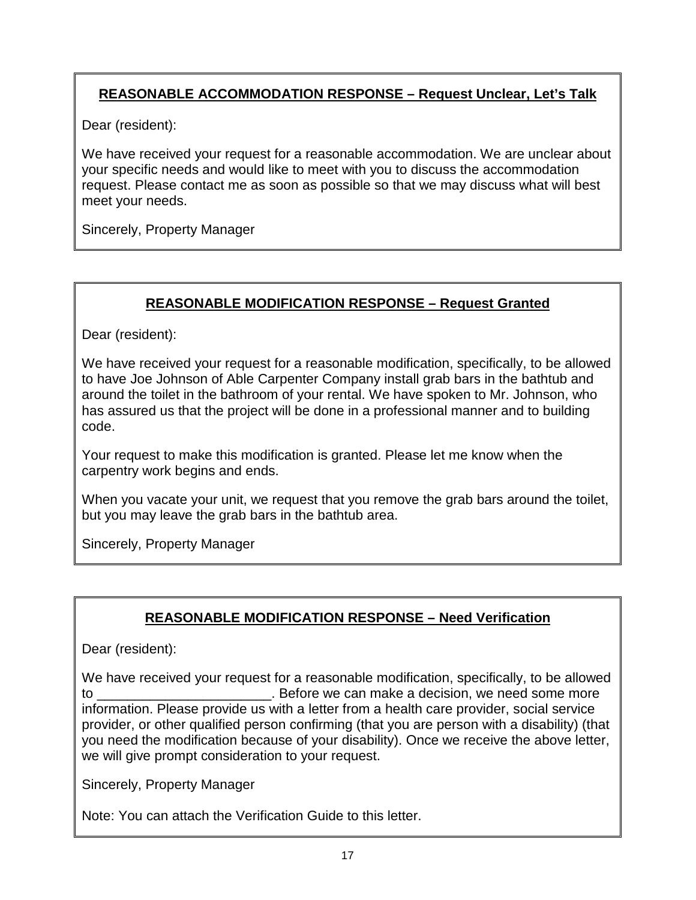**REASONABLE ACCOMMODATION RESPONSE – Request Unclear, Let's Talk**

Dear (resident):

We have received your request for a reasonable accommodation. We are unclear about your specific needs and would like to meet with you to discuss the accommodation request. Please contact me as soon as possible so that we may discuss what will best meet your needs.

Sincerely, Property Manager

---

**REASONABLE MODIFICATION RESPONSE – Request Granted**

Dear (resident):

We have received your request for a reasonable modification, specifically, to be allowed to have Joe Johnson of Able Carpenter Company install grab bars in the bathtub and around the toilet in the bathroom of your rental. We have spoken to Mr. Johnson, who has assured us that the project will be done in a professional manner and to building code.

Your request to make this modification is granted. Please let me know when the carpentry work begins and ends.

When you vacate your unit, we request that you remove the grab bars around the toilet, but you may leave the grab bars in the bathtub area.

Sincerely, Property Manager

---

**REASONABLE MODIFICATION RESPONSE – Need Verification**

Dear (resident):

We have received your request for a reasonable modification, specifically, to be allowed to _______________________. Before we can make a decision, we need some more information. Please provide us with a letter from a health care provider, social service provider, or other qualified person confirming (that you are person with a disability) (that you need the modification because of your disability). Once we receive the above letter, we will give prompt consideration to your request.

Sincerely, Property Manager

Note: You can attach the Verification Guide to this letter.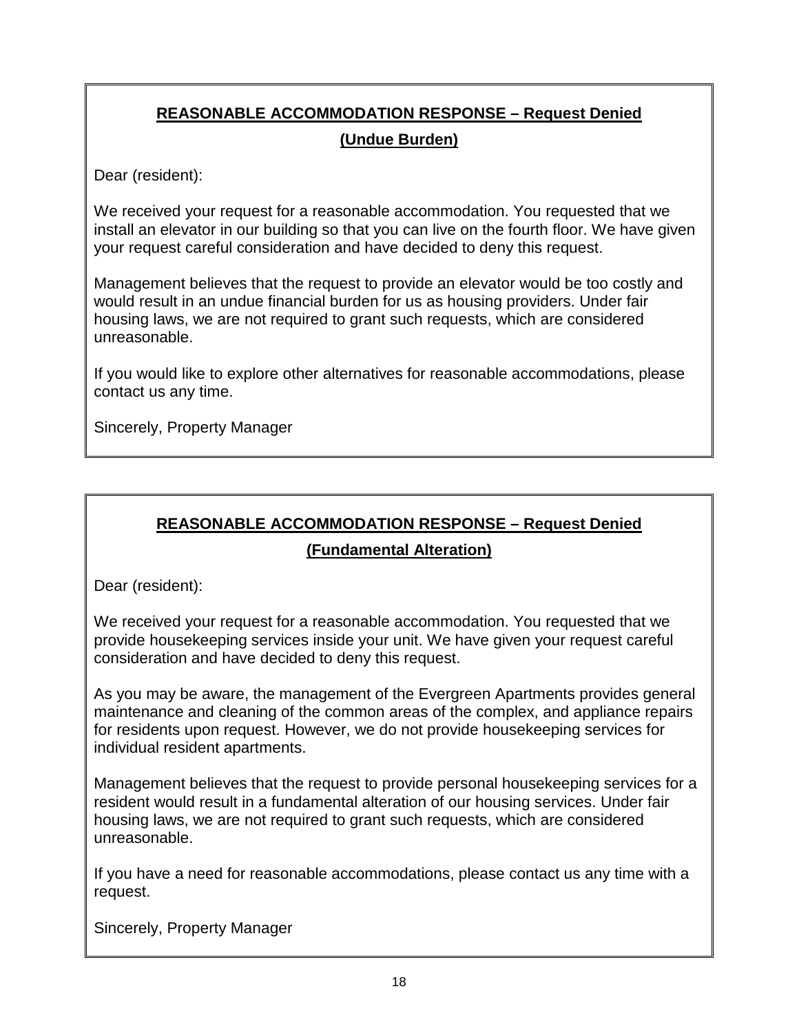## REASONABLE ACCOMMODATION RESPONSE – Request Denied

### (Undue Burden)

Dear (resident):

We received your request for a reasonable accommodation. You requested that we install an elevator in our building so that you can live on the fourth floor. We have given your request careful consideration and have decided to deny this request.

Management believes that the request to provide an elevator would be too costly and would result in an undue financial burden for us as housing providers. Under fair housing laws, we are not required to grant such requests, which are considered unreasonable.

If you would like to explore other alternatives for reasonable accommodations, please contact us any time.

Sincerely, Property Manager

## REASONABLE ACCOMMODATION RESPONSE – Request Denied

### (Fundamental Alteration)

Dear (resident):

We received your request for a reasonable accommodation. You requested that we provide housekeeping services inside your unit. We have given your request careful consideration and have decided to deny this request.

As you may be aware, the management of the Evergreen Apartments provides general maintenance and cleaning of the common areas of the complex, and appliance repairs for residents upon request. However, we do not provide housekeeping services for individual resident apartments.

Management believes that the request to provide personal housekeeping services for a resident would result in a fundamental alteration of our housing services. Under fair housing laws, we are not required to grant such requests, which are considered unreasonable.

If you have a need for reasonable accommodations, please contact us any time with a request.

Sincerely, Property Manager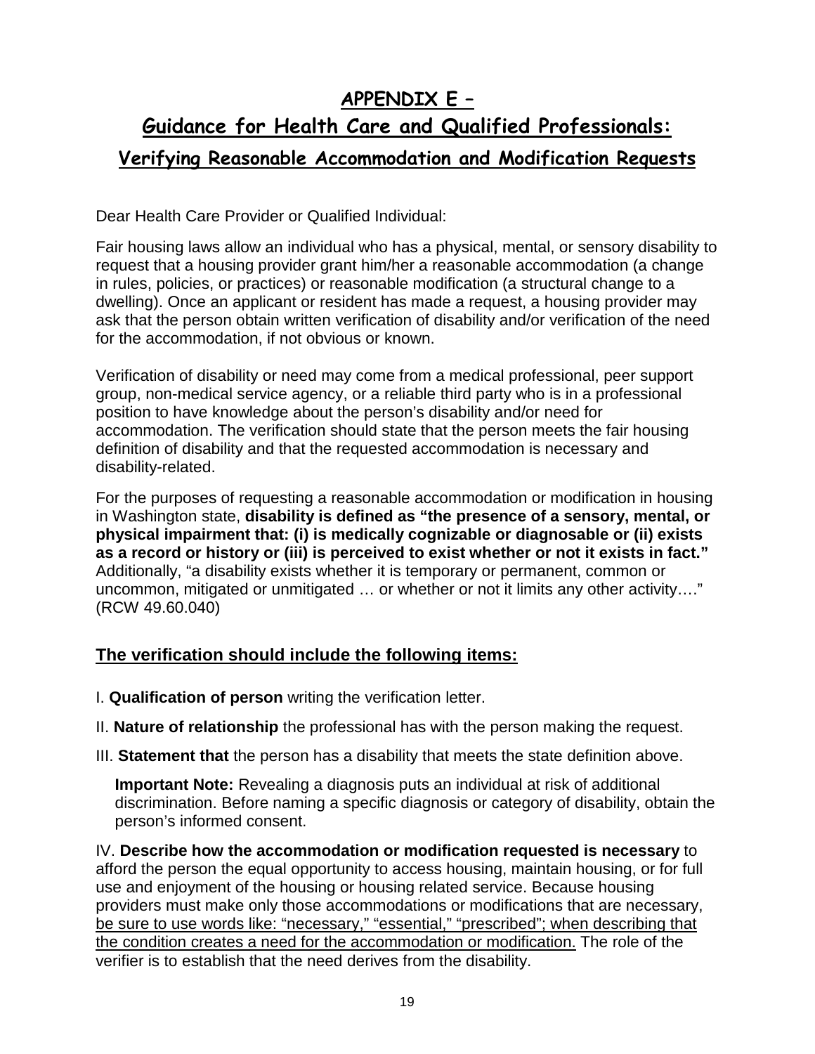# APPENDIX E –

# Guidance for Health Care and Qualified Professionals:

## Verifying Reasonable Accommodation and Modification Requests

Dear Health Care Provider or Qualified Individual:

Fair housing laws allow an individual who has a physical, mental, or sensory disability to request that a housing provider grant him/her a reasonable accommodation (a change in rules, policies, or practices) or reasonable modification (a structural change to a dwelling). Once an applicant or resident has made a request, a housing provider may ask that the person obtain written verification of disability and/or verification of the need for the accommodation, if not obvious or known.

Verification of disability or need may come from a medical professional, peer support group, non-medical service agency, or a reliable third party who is in a professional position to have knowledge about the person's disability and/or need for accommodation. The verification should state that the person meets the fair housing definition of disability and that the requested accommodation is necessary and disability-related.

For the purposes of requesting a reasonable accommodation or modification in housing in Washington state, **disability is defined as "the presence of a sensory, mental, or physical impairment that: (i) is medically cognizable or diagnosable or (ii) exists as a record or history or (iii) is perceived to exist whether or not it exists in fact."** Additionally, "a disability exists whether it is temporary or permanent, common or uncommon, mitigated or unmitigated … or whether or not it limits any other activity…." (RCW 49.60.040)

## The verification should include the following items:

I. **Qualification of person** writing the verification letter.

II. **Nature of relationship** the professional has with the person making the request.

III. **Statement that** the person has a disability that meets the state definition above.

> **Important Note:** Revealing a diagnosis puts an individual at risk of additional discrimination. Before naming a specific diagnosis or category of disability, obtain the person's informed consent.

IV. **Describe how the accommodation or modification requested is necessary** to afford the person the equal opportunity to access housing, maintain housing, or for full use and enjoyment of the housing or housing related service. Because housing providers must make only those accommodations or modifications that are necessary, be sure to use words like: "necessary," "essential," "prescribed"; when describing that the condition creates a need for the accommodation or modification. The role of the verifier is to establish that the need derives from the disability.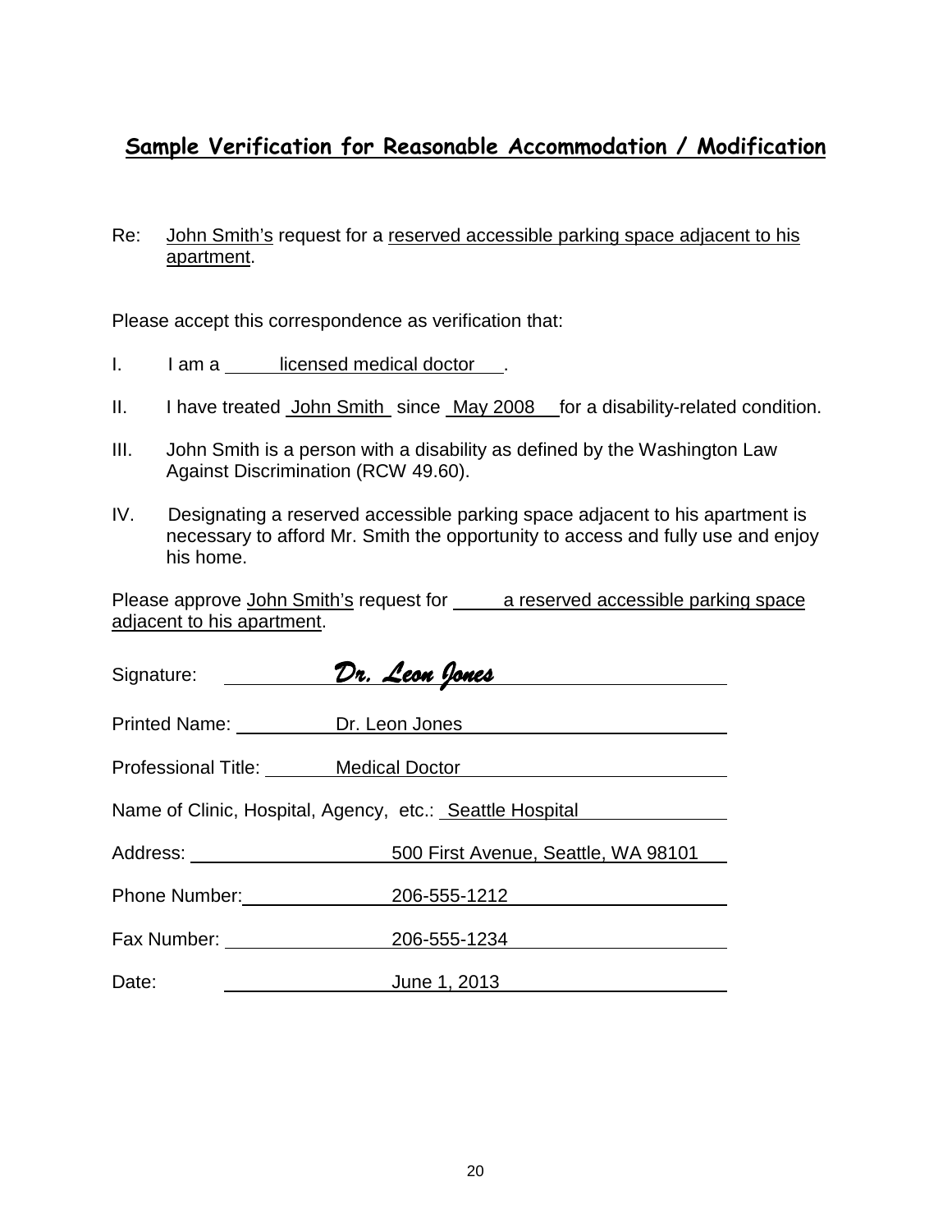## Sample Verification for Reasonable Accommodation / Modification

Re: John Smith's request for a reserved accessible parking space adjacent to his apartment.

Please accept this correspondence as verification that:

I. I am a licensed medical doctor.

II. I have treated John Smith since May 2008 for a disability-related condition.

III. John Smith is a person with a disability as defined by the Washington Law Against Discrimination (RCW 49.60).

IV. Designating a reserved accessible parking space adjacent to his apartment is necessary to afford Mr. Smith the opportunity to access and fully use and enjoy his home.

Please approve John Smith's request for a reserved accessible parking space adjacent to his apartment.

Signature: *Dr. Leon Jones*

Printed Name: Dr. Leon Jones

Professional Title: Medical Doctor

Name of Clinic, Hospital, Agency, etc.: Seattle Hospital

Address: 500 First Avenue, Seattle, WA 98101

Phone Number: 206-555-1212

Fax Number: 206-555-1234

Date: June 1, 2013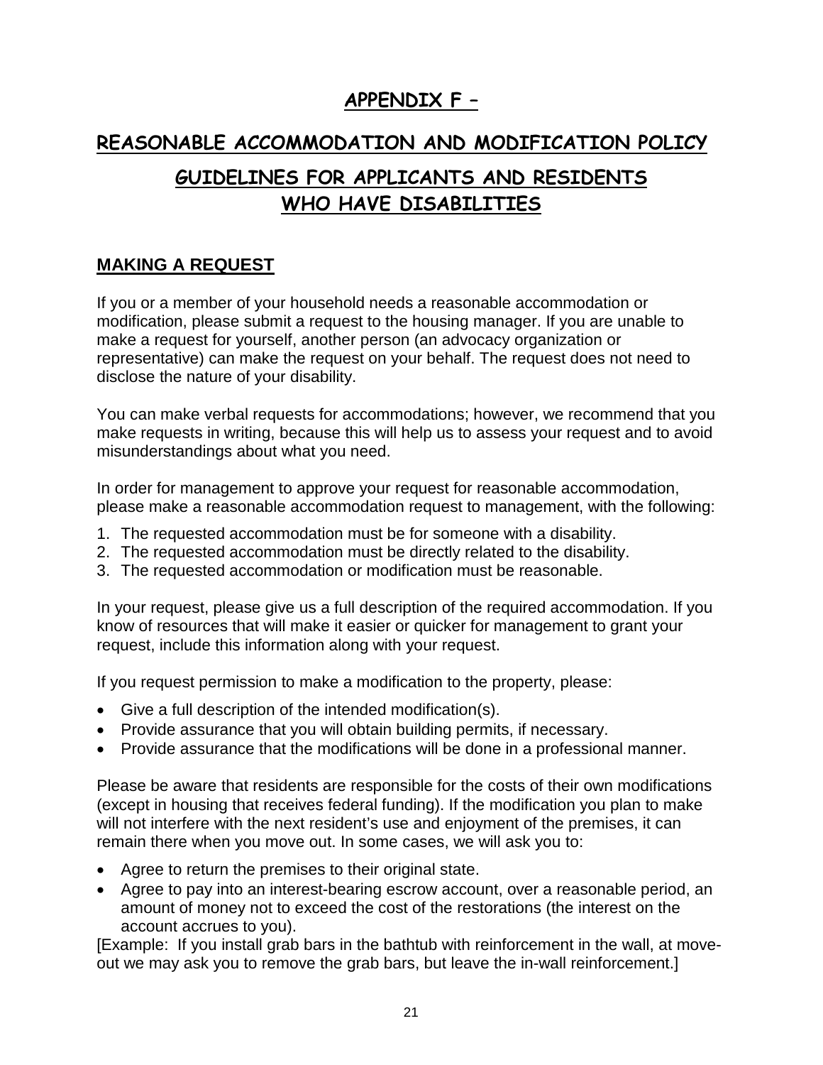# APPENDIX F –

# REASONABLE ACCOMMODATION AND MODIFICATION POLICY

# GUIDELINES FOR APPLICANTS AND RESIDENTS WHO HAVE DISABILITIES

## MAKING A REQUEST

If you or a member of your household needs a reasonable accommodation or modification, please submit a request to the housing manager. If you are unable to make a request for yourself, another person (an advocacy organization or representative) can make the request on your behalf. The request does not need to disclose the nature of your disability.

You can make verbal requests for accommodations; however, we recommend that you make requests in writing, because this will help us to assess your request and to avoid misunderstandings about what you need.

In order for management to approve your request for reasonable accommodation, please make a reasonable accommodation request to management, with the following:

1. The requested accommodation must be for someone with a disability.
2. The requested accommodation must be directly related to the disability.
3. The requested accommodation or modification must be reasonable.

In your request, please give us a full description of the required accommodation. If you know of resources that will make it easier or quicker for management to grant your request, include this information along with your request.

If you request permission to make a modification to the property, please:

- Give a full description of the intended modification(s).
- Provide assurance that you will obtain building permits, if necessary.
- Provide assurance that the modifications will be done in a professional manner.

Please be aware that residents are responsible for the costs of their own modifications (except in housing that receives federal funding). If the modification you plan to make will not interfere with the next resident's use and enjoyment of the premises, it can remain there when you move out. In some cases, we will ask you to:

- Agree to return the premises to their original state.
- Agree to pay into an interest-bearing escrow account, over a reasonable period, an amount of money not to exceed the cost of the restorations (the interest on the account accrues to you).

[Example: If you install grab bars in the bathtub with reinforcement in the wall, at move-out we may ask you to remove the grab bars, but leave the in-wall reinforcement.]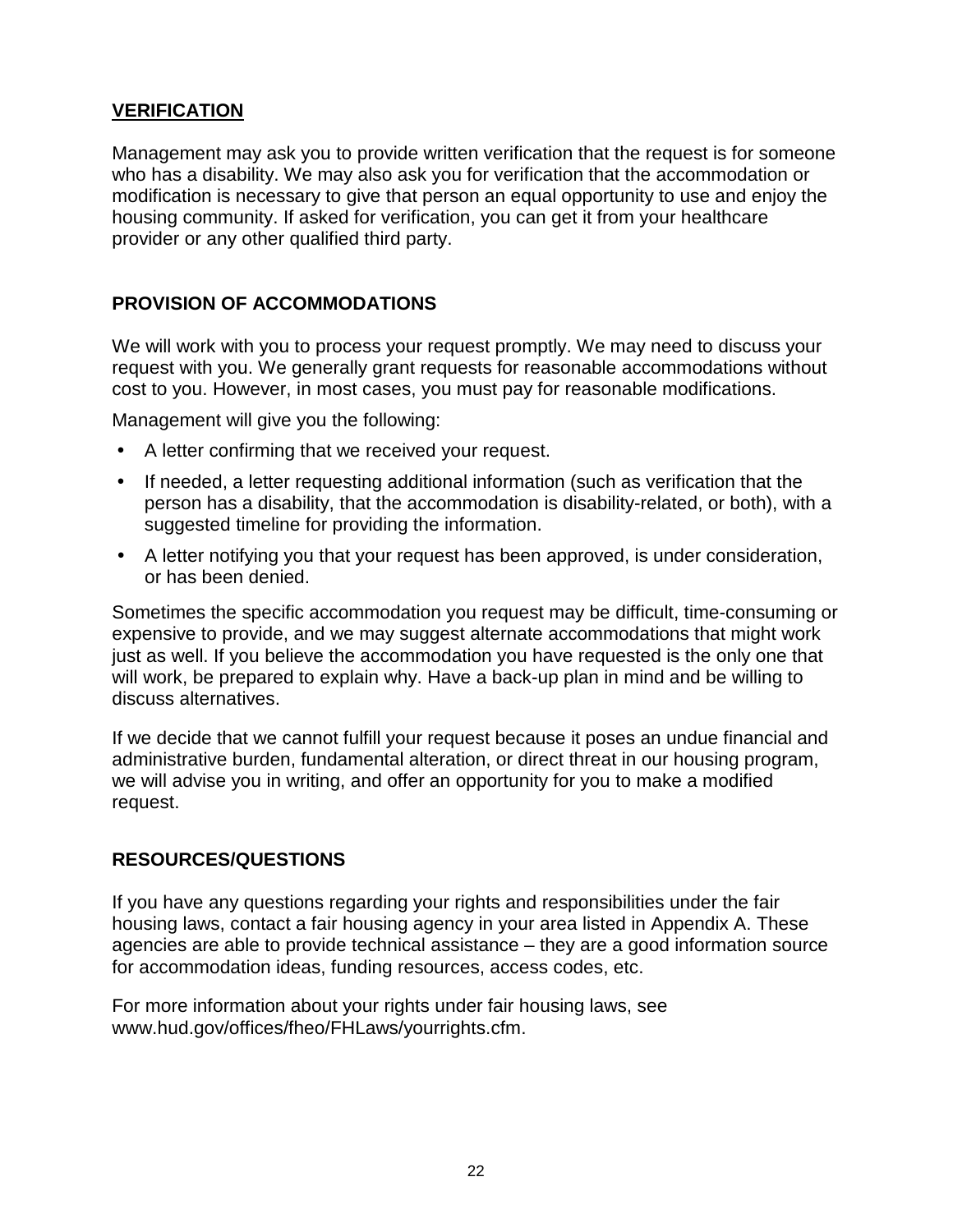## VERIFICATION

Management may ask you to provide written verification that the request is for someone who has a disability. We may also ask you for verification that the accommodation or modification is necessary to give that person an equal opportunity to use and enjoy the housing community. If asked for verification, you can get it from your healthcare provider or any other qualified third party.

## PROVISION OF ACCOMMODATIONS

We will work with you to process your request promptly. We may need to discuss your request with you. We generally grant requests for reasonable accommodations without cost to you. However, in most cases, you must pay for reasonable modifications.

Management will give you the following:

- A letter confirming that we received your request.
- If needed, a letter requesting additional information (such as verification that the person has a disability, that the accommodation is disability-related, or both), with a suggested timeline for providing the information.
- A letter notifying you that your request has been approved, is under consideration, or has been denied.

Sometimes the specific accommodation you request may be difficult, time-consuming or expensive to provide, and we may suggest alternate accommodations that might work just as well. If you believe the accommodation you have requested is the only one that will work, be prepared to explain why. Have a back-up plan in mind and be willing to discuss alternatives.

If we decide that we cannot fulfill your request because it poses an undue financial and administrative burden, fundamental alteration, or direct threat in our housing program, we will advise you in writing, and offer an opportunity for you to make a modified request.

## RESOURCES/QUESTIONS

If you have any questions regarding your rights and responsibilities under the fair housing laws, contact a fair housing agency in your area listed in Appendix A. These agencies are able to provide technical assistance – they are a good information source for accommodation ideas, funding resources, access codes, etc.

For more information about your rights under fair housing laws, see www.hud.gov/offices/fheo/FHLaws/yourrights.cfm.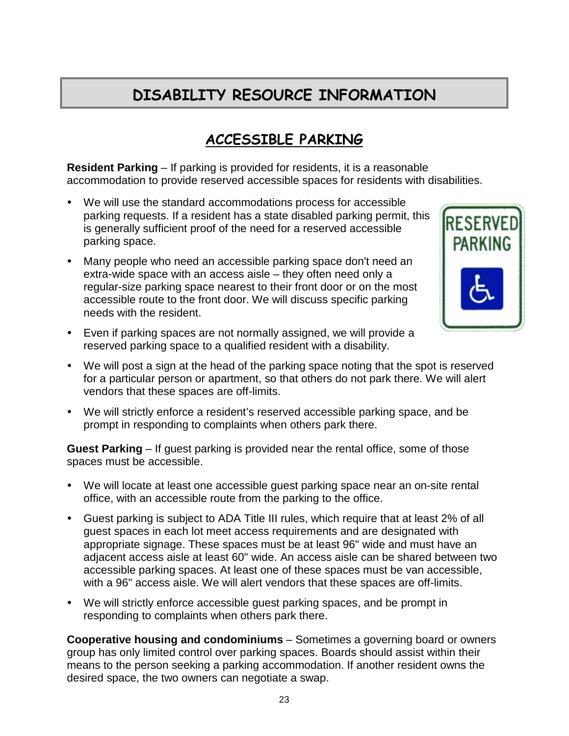# DISABILITY RESOURCE INFORMATION

## ACCESSIBLE PARKING

**Resident Parking** – If parking is provided for residents, it is a reasonable accommodation to provide reserved accessible spaces for residents with disabilities.

- We will use the standard accommodations process for accessible parking requests. If a resident has a state disabled parking permit, this is generally sufficient proof of the need for a reserved accessible parking space.
- Many people who need an accessible parking space don't need an extra-wide space with an access aisle – they often need only a regular-size parking space nearest to their front door or on the most accessible route to the front door. We will discuss specific parking needs with the resident.
- Even if parking spaces are not normally assigned, we will provide a reserved parking space to a qualified resident with a disability.
- We will post a sign at the head of the parking space noting that the spot is reserved for a particular person or apartment, so that others do not park there. We will alert vendors that these spaces are off-limits.
- We will strictly enforce a resident's reserved accessible parking space, and be prompt in responding to complaints when others park there.

**Guest Parking** – If guest parking is provided near the rental office, some of those spaces must be accessible.

- We will locate at least one accessible guest parking space near an on-site rental office, with an accessible route from the parking to the office.
- Guest parking is subject to ADA Title III rules, which require that at least 2% of all guest spaces in each lot meet access requirements and are designated with appropriate signage. These spaces must be at least 96" wide and must have an adjacent access aisle at least 60" wide. An access aisle can be shared between two accessible parking spaces. At least one of these spaces must be van accessible, with a 96" access aisle. We will alert vendors that these spaces are off-limits.
- We will strictly enforce accessible guest parking spaces, and be prompt in responding to complaints when others park there.

**Cooperative housing and condominiums** – Sometimes a governing board or owners group has only limited control over parking spaces. Boards should assist within their means to the person seeking a parking accommodation. If another resident owns the desired space, the two owners can negotiate a swap.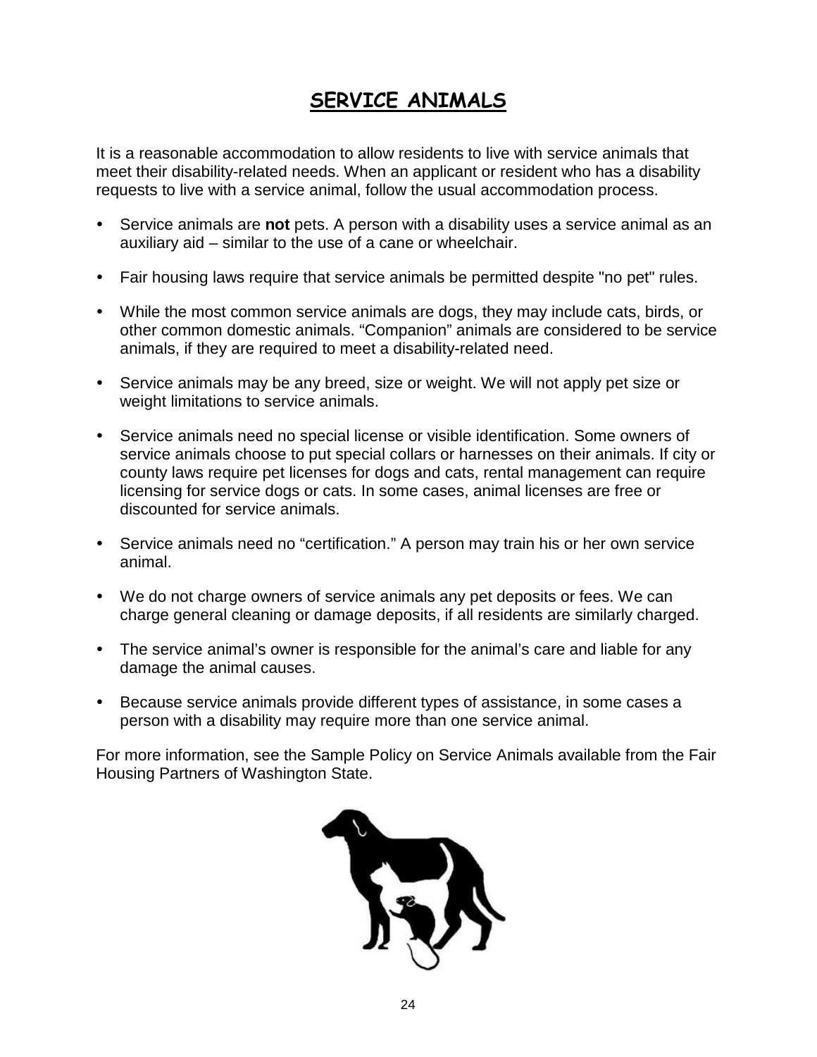# SERVICE ANIMALS

It is a reasonable accommodation to allow residents to live with service animals that meet their disability-related needs. When an applicant or resident who has a disability requests to live with a service animal, follow the usual accommodation process.

- Service animals are **not** pets. A person with a disability uses a service animal as an auxiliary aid – similar to the use of a cane or wheelchair.
- Fair housing laws require that service animals be permitted despite "no pet" rules.
- While the most common service animals are dogs, they may include cats, birds, or other common domestic animals. "Companion" animals are considered to be service animals, if they are required to meet a disability-related need.
- Service animals may be any breed, size or weight. We will not apply pet size or weight limitations to service animals.
- Service animals need no special license or visible identification. Some owners of service animals choose to put special collars or harnesses on their animals. If city or county laws require pet licenses for dogs and cats, rental management can require licensing for service dogs or cats. In some cases, animal licenses are free or discounted for service animals.
- Service animals need no "certification." A person may train his or her own service animal.
- We do not charge owners of service animals any pet deposits or fees. We can charge general cleaning or damage deposits, if all residents are similarly charged.
- The service animal's owner is responsible for the animal's care and liable for any damage the animal causes.
- Because service animals provide different types of assistance, in some cases a person with a disability may require more than one service animal.

For more information, see the Sample Policy on Service Animals available from the Fair Housing Partners of Washington State.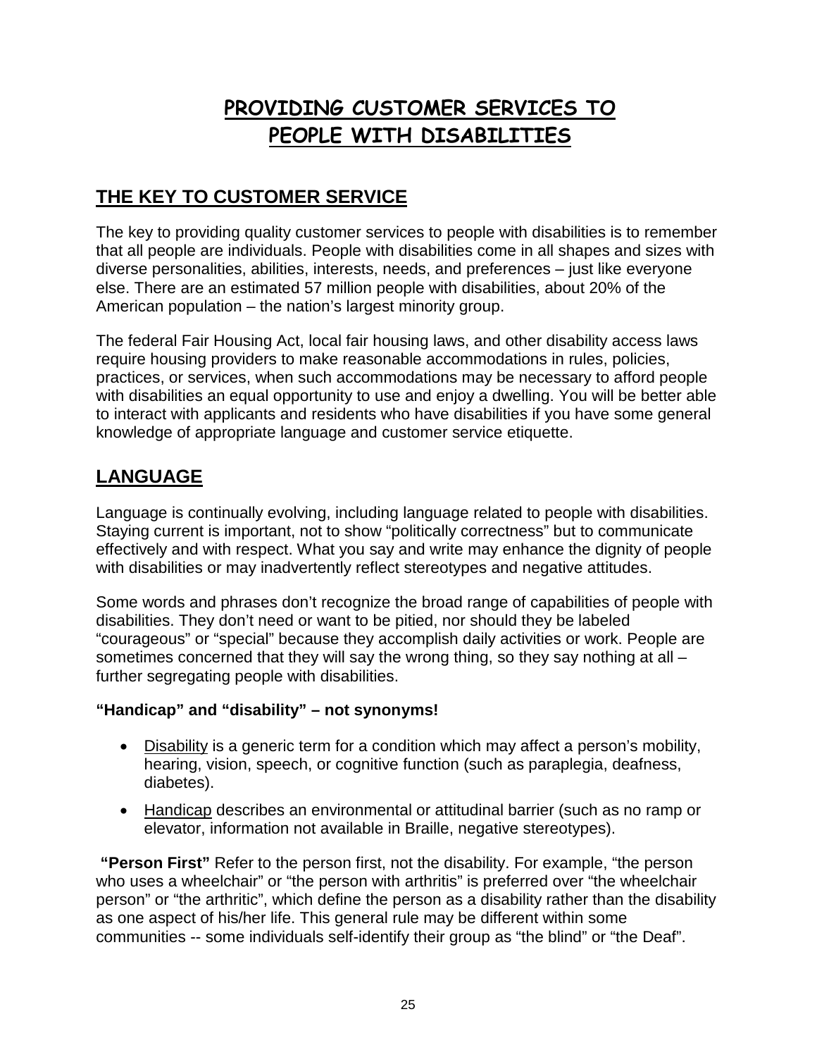# PROVIDING CUSTOMER SERVICES TO PEOPLE WITH DISABILITIES

## THE KEY TO CUSTOMER SERVICE

The key to providing quality customer services to people with disabilities is to remember that all people are individuals. People with disabilities come in all shapes and sizes with diverse personalities, abilities, interests, needs, and preferences – just like everyone else. There are an estimated 57 million people with disabilities, about 20% of the American population – the nation's largest minority group.

The federal Fair Housing Act, local fair housing laws, and other disability access laws require housing providers to make reasonable accommodations in rules, policies, practices, or services, when such accommodations may be necessary to afford people with disabilities an equal opportunity to use and enjoy a dwelling. You will be better able to interact with applicants and residents who have disabilities if you have some general knowledge of appropriate language and customer service etiquette.

## LANGUAGE

Language is continually evolving, including language related to people with disabilities. Staying current is important, not to show "politically correctness" but to communicate effectively and with respect. What you say and write may enhance the dignity of people with disabilities or may inadvertently reflect stereotypes and negative attitudes.

Some words and phrases don't recognize the broad range of capabilities of people with disabilities. They don't need or want to be pitied, nor should they be labeled "courageous" or "special" because they accomplish daily activities or work. People are sometimes concerned that they will say the wrong thing, so they say nothing at all – further segregating people with disabilities.

**"Handicap" and "disability" – not synonyms!**

- Disability is a generic term for a condition which may affect a person's mobility, hearing, vision, speech, or cognitive function (such as paraplegia, deafness, diabetes).
- Handicap describes an environmental or attitudinal barrier (such as no ramp or elevator, information not available in Braille, negative stereotypes).

**"Person First"** Refer to the person first, not the disability. For example, "the person who uses a wheelchair" or "the person with arthritis" is preferred over "the wheelchair person" or "the arthritic", which define the person as a disability rather than the disability as one aspect of his/her life. This general rule may be different within some communities -- some individuals self-identify their group as "the blind" or "the Deaf".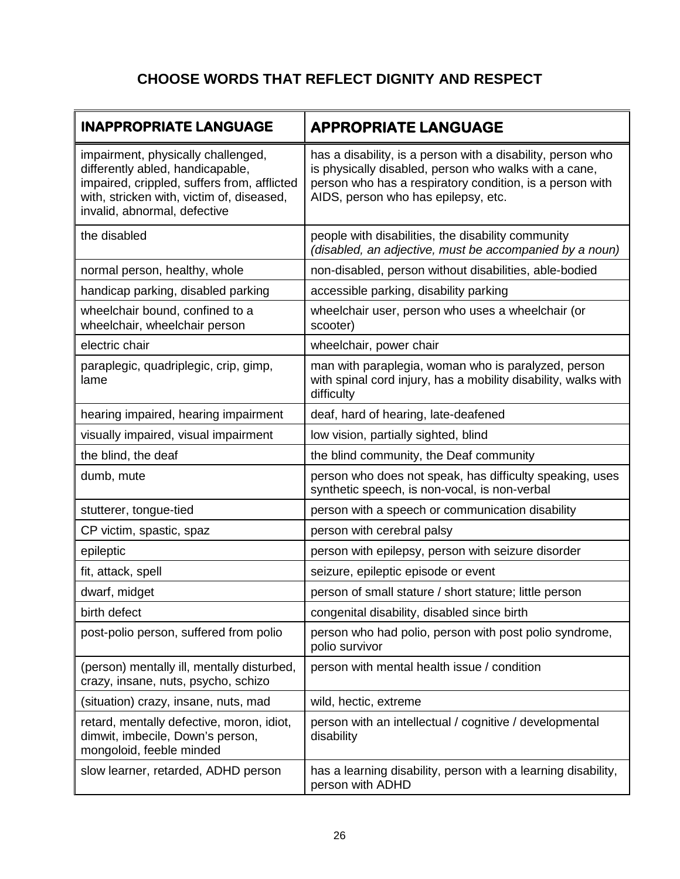# CHOOSE WORDS THAT REFLECT DIGNITY AND RESPECT

| INAPPROPRIATE LANGUAGE | APPROPRIATE LANGUAGE |
|---|---|
| impairment, physically challenged, differently abled, handicapable, impaired, crippled, suffers from, afflicted with, stricken with, victim of, diseased, invalid, abnormal, defective | has a disability, is a person with a disability, person who is physically disabled, person who walks with a cane, person who has a respiratory condition, is a person with AIDS, person who has epilepsy, etc. |
| the disabled | people with disabilities, the disability community *(disabled, an adjective, must be accompanied by a noun)* |
| normal person, healthy, whole | non-disabled, person without disabilities, able-bodied |
| handicap parking, disabled parking | accessible parking, disability parking |
| wheelchair bound, confined to a wheelchair, wheelchair person | wheelchair user, person who uses a wheelchair (or scooter) |
| electric chair | wheelchair, power chair |
| paraplegic, quadriplegic, crip, gimp, lame | man with paraplegia, woman who is paralyzed, person with spinal cord injury, has a mobility disability, walks with difficulty |
| hearing impaired, hearing impairment | deaf, hard of hearing, late-deafened |
| visually impaired, visual impairment | low vision, partially sighted, blind |
| the blind, the deaf | the blind community, the Deaf community |
| dumb, mute | person who does not speak, has difficulty speaking, uses synthetic speech, is non-vocal, is non-verbal |
| stutterer, tongue-tied | person with a speech or communication disability |
| CP victim, spastic, spaz | person with cerebral palsy |
| epileptic | person with epilepsy, person with seizure disorder |
| fit, attack, spell | seizure, epileptic episode or event |
| dwarf, midget | person of small stature / short stature; little person |
| birth defect | congenital disability, disabled since birth |
| post-polio person, suffered from polio | person who had polio, person with post polio syndrome, polio survivor |
| (person) mentally ill, mentally disturbed, crazy, insane, nuts, psycho, schizo | person with mental health issue / condition |
| (situation) crazy, insane, nuts, mad | wild, hectic, extreme |
| retard, mentally defective, moron, idiot, dimwit, imbecile, Down's person, mongoloid, feeble minded | person with an intellectual / cognitive / developmental disability |
| slow learner, retarded, ADHD person | has a learning disability, person with a learning disability, person with ADHD |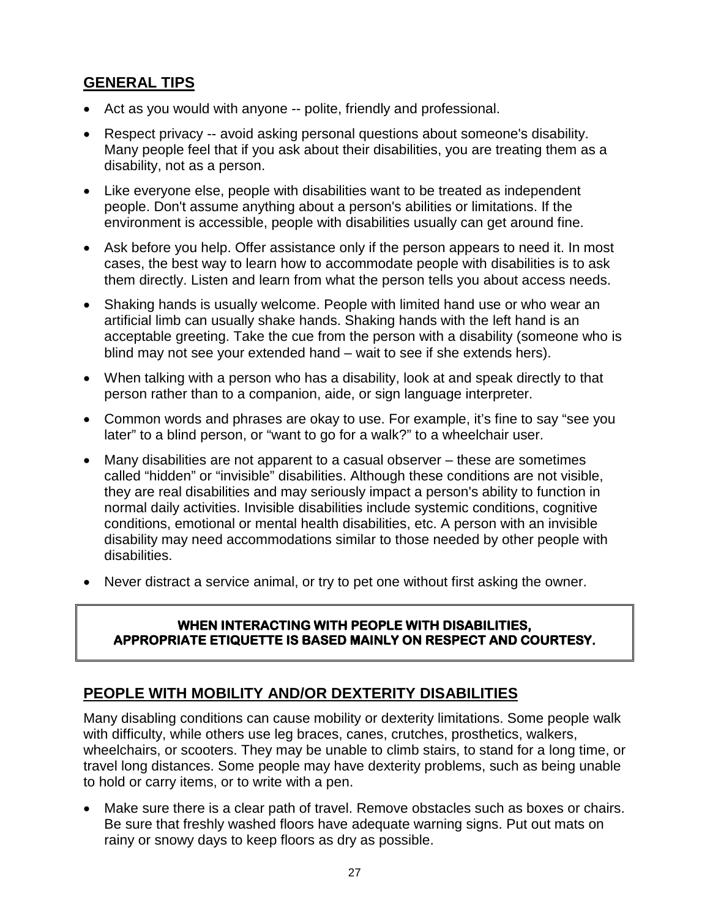## GENERAL TIPS

- Act as you would with anyone -- polite, friendly and professional.
- Respect privacy -- avoid asking personal questions about someone's disability. Many people feel that if you ask about their disabilities, you are treating them as a disability, not as a person.
- Like everyone else, people with disabilities want to be treated as independent people. Don't assume anything about a person's abilities or limitations. If the environment is accessible, people with disabilities usually can get around fine.
- Ask before you help. Offer assistance only if the person appears to need it. In most cases, the best way to learn how to accommodate people with disabilities is to ask them directly. Listen and learn from what the person tells you about access needs.
- Shaking hands is usually welcome. People with limited hand use or who wear an artificial limb can usually shake hands. Shaking hands with the left hand is an acceptable greeting. Take the cue from the person with a disability (someone who is blind may not see your extended hand – wait to see if she extends hers).
- When talking with a person who has a disability, look at and speak directly to that person rather than to a companion, aide, or sign language interpreter.
- Common words and phrases are okay to use. For example, it's fine to say "see you later" to a blind person, or "want to go for a walk?" to a wheelchair user.
- Many disabilities are not apparent to a casual observer – these are sometimes called "hidden" or "invisible" disabilities. Although these conditions are not visible, they are real disabilities and may seriously impact a person's ability to function in normal daily activities. Invisible disabilities include systemic conditions, cognitive conditions, emotional or mental health disabilities, etc. A person with an invisible disability may need accommodations similar to those needed by other people with disabilities.
- Never distract a service animal, or try to pet one without first asking the owner.

**WHEN INTERACTING WITH PEOPLE WITH DISABILITIES, APPROPRIATE ETIQUETTE IS BASED MAINLY ON RESPECT AND COURTESY.**

## PEOPLE WITH MOBILITY AND/OR DEXTERITY DISABILITIES

Many disabling conditions can cause mobility or dexterity limitations. Some people walk with difficulty, while others use leg braces, canes, crutches, prosthetics, walkers, wheelchairs, or scooters. They may be unable to climb stairs, to stand for a long time, or travel long distances. Some people may have dexterity problems, such as being unable to hold or carry items, or to write with a pen.

- Make sure there is a clear path of travel. Remove obstacles such as boxes or chairs. Be sure that freshly washed floors have adequate warning signs. Put out mats on rainy or snowy days to keep floors as dry as possible.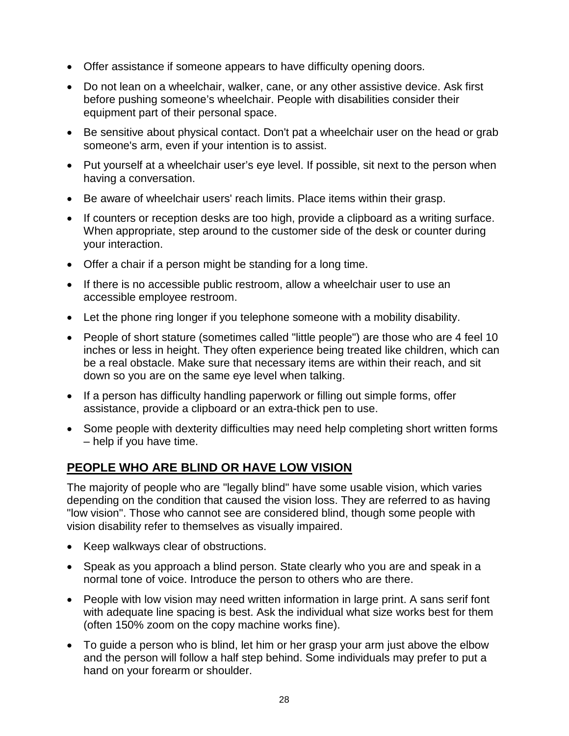- Offer assistance if someone appears to have difficulty opening doors.
- Do not lean on a wheelchair, walker, cane, or any other assistive device. Ask first before pushing someone's wheelchair. People with disabilities consider their equipment part of their personal space.
- Be sensitive about physical contact. Don't pat a wheelchair user on the head or grab someone's arm, even if your intention is to assist.
- Put yourself at a wheelchair user's eye level. If possible, sit next to the person when having a conversation.
- Be aware of wheelchair users' reach limits. Place items within their grasp.
- If counters or reception desks are too high, provide a clipboard as a writing surface. When appropriate, step around to the customer side of the desk or counter during your interaction.
- Offer a chair if a person might be standing for a long time.
- If there is no accessible public restroom, allow a wheelchair user to use an accessible employee restroom.
- Let the phone ring longer if you telephone someone with a mobility disability.
- People of short stature (sometimes called "little people") are those who are 4 feel 10 inches or less in height. They often experience being treated like children, which can be a real obstacle. Make sure that necessary items are within their reach, and sit down so you are on the same eye level when talking.
- If a person has difficulty handling paperwork or filling out simple forms, offer assistance, provide a clipboard or an extra-thick pen to use.
- Some people with dexterity difficulties may need help completing short written forms – help if you have time.

## PEOPLE WHO ARE BLIND OR HAVE LOW VISION

The majority of people who are "legally blind" have some usable vision, which varies depending on the condition that caused the vision loss. They are referred to as having "low vision". Those who cannot see are considered blind, though some people with vision disability refer to themselves as visually impaired.

- Keep walkways clear of obstructions.
- Speak as you approach a blind person. State clearly who you are and speak in a normal tone of voice. Introduce the person to others who are there.
- People with low vision may need written information in large print. A sans serif font with adequate line spacing is best. Ask the individual what size works best for them (often 150% zoom on the copy machine works fine).
- To guide a person who is blind, let him or her grasp your arm just above the elbow and the person will follow a half step behind. Some individuals may prefer to put a hand on your forearm or shoulder.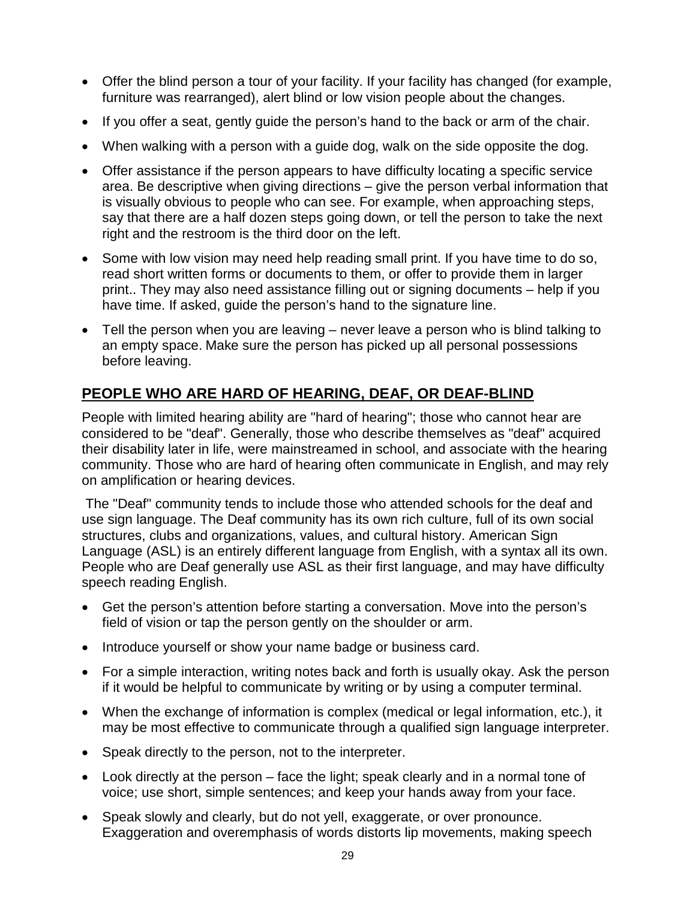- Offer the blind person a tour of your facility. If your facility has changed (for example, furniture was rearranged), alert blind or low vision people about the changes.
- If you offer a seat, gently guide the person's hand to the back or arm of the chair.
- When walking with a person with a guide dog, walk on the side opposite the dog.
- Offer assistance if the person appears to have difficulty locating a specific service area. Be descriptive when giving directions – give the person verbal information that is visually obvious to people who can see. For example, when approaching steps, say that there are a half dozen steps going down, or tell the person to take the next right and the restroom is the third door on the left.
- Some with low vision may need help reading small print. If you have time to do so, read short written forms or documents to them, or offer to provide them in larger print.. They may also need assistance filling out or signing documents – help if you have time. If asked, guide the person's hand to the signature line.
- Tell the person when you are leaving – never leave a person who is blind talking to an empty space. Make sure the person has picked up all personal possessions before leaving.

## PEOPLE WHO ARE HARD OF HEARING, DEAF, OR DEAF-BLIND

People with limited hearing ability are "hard of hearing"; those who cannot hear are considered to be "deaf". Generally, those who describe themselves as "deaf" acquired their disability later in life, were mainstreamed in school, and associate with the hearing community. Those who are hard of hearing often communicate in English, and may rely on amplification or hearing devices.

The "Deaf" community tends to include those who attended schools for the deaf and use sign language. The Deaf community has its own rich culture, full of its own social structures, clubs and organizations, values, and cultural history. American Sign Language (ASL) is an entirely different language from English, with a syntax all its own. People who are Deaf generally use ASL as their first language, and may have difficulty speech reading English.

- Get the person's attention before starting a conversation. Move into the person's field of vision or tap the person gently on the shoulder or arm.
- Introduce yourself or show your name badge or business card.
- For a simple interaction, writing notes back and forth is usually okay. Ask the person if it would be helpful to communicate by writing or by using a computer terminal.
- When the exchange of information is complex (medical or legal information, etc.), it may be most effective to communicate through a qualified sign language interpreter.
- Speak directly to the person, not to the interpreter.
- Look directly at the person – face the light; speak clearly and in a normal tone of voice; use short, simple sentences; and keep your hands away from your face.
- Speak slowly and clearly, but do not yell, exaggerate, or over pronounce. Exaggeration and overemphasis of words distorts lip movements, making speech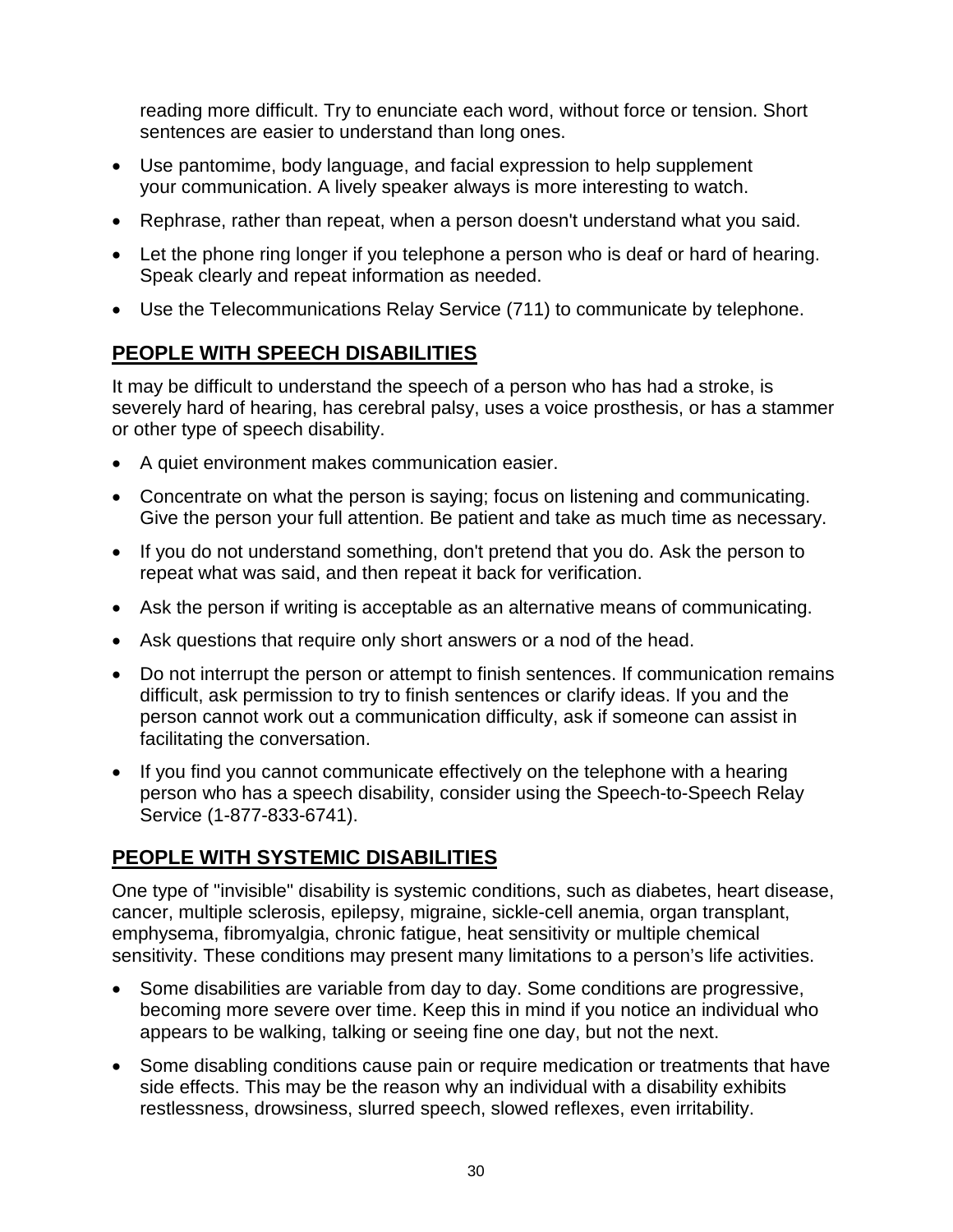reading more difficult. Try to enunciate each word, without force or tension. Short sentences are easier to understand than long ones.

- Use pantomime, body language, and facial expression to help supplement your communication. A lively speaker always is more interesting to watch.
- Rephrase, rather than repeat, when a person doesn't understand what you said.
- Let the phone ring longer if you telephone a person who is deaf or hard of hearing. Speak clearly and repeat information as needed.
- Use the Telecommunications Relay Service (711) to communicate by telephone.

## PEOPLE WITH SPEECH DISABILITIES

It may be difficult to understand the speech of a person who has had a stroke, is severely hard of hearing, has cerebral palsy, uses a voice prosthesis, or has a stammer or other type of speech disability.

- A quiet environment makes communication easier.
- Concentrate on what the person is saying; focus on listening and communicating. Give the person your full attention. Be patient and take as much time as necessary.
- If you do not understand something, don't pretend that you do. Ask the person to repeat what was said, and then repeat it back for verification.
- Ask the person if writing is acceptable as an alternative means of communicating.
- Ask questions that require only short answers or a nod of the head.
- Do not interrupt the person or attempt to finish sentences. If communication remains difficult, ask permission to try to finish sentences or clarify ideas. If you and the person cannot work out a communication difficulty, ask if someone can assist in facilitating the conversation.
- If you find you cannot communicate effectively on the telephone with a hearing person who has a speech disability, consider using the Speech-to-Speech Relay Service (1-877-833-6741).

## PEOPLE WITH SYSTEMIC DISABILITIES

One type of "invisible" disability is systemic conditions, such as diabetes, heart disease, cancer, multiple sclerosis, epilepsy, migraine, sickle-cell anemia, organ transplant, emphysema, fibromyalgia, chronic fatigue, heat sensitivity or multiple chemical sensitivity. These conditions may present many limitations to a person's life activities.

- Some disabilities are variable from day to day. Some conditions are progressive, becoming more severe over time. Keep this in mind if you notice an individual who appears to be walking, talking or seeing fine one day, but not the next.
- Some disabling conditions cause pain or require medication or treatments that have side effects. This may be the reason why an individual with a disability exhibits restlessness, drowsiness, slurred speech, slowed reflexes, even irritability.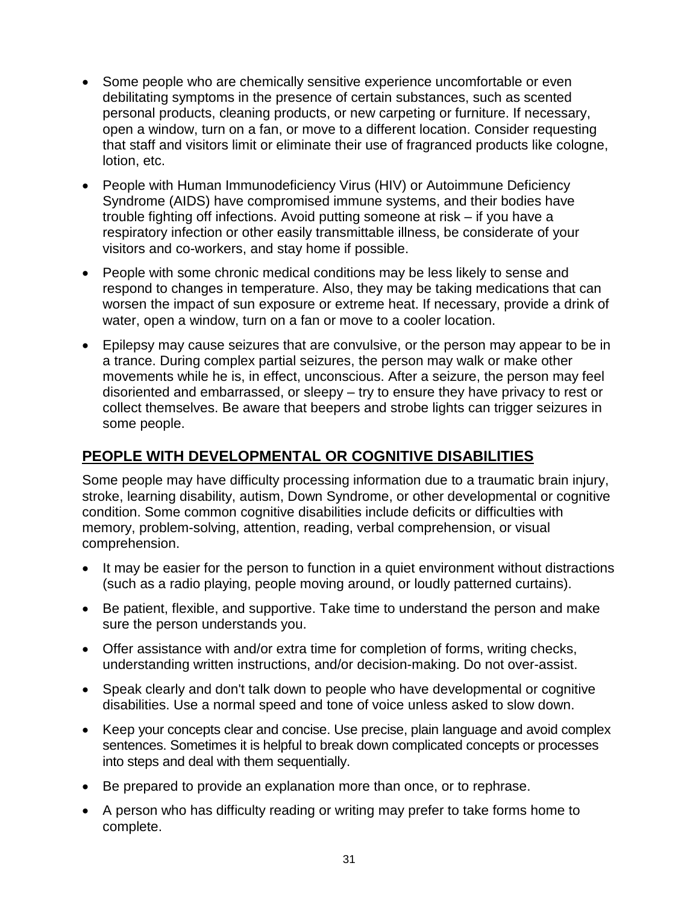- Some people who are chemically sensitive experience uncomfortable or even debilitating symptoms in the presence of certain substances, such as scented personal products, cleaning products, or new carpeting or furniture. If necessary, open a window, turn on a fan, or move to a different location. Consider requesting that staff and visitors limit or eliminate their use of fragranced products like cologne, lotion, etc.
- People with Human Immunodeficiency Virus (HIV) or Autoimmune Deficiency Syndrome (AIDS) have compromised immune systems, and their bodies have trouble fighting off infections. Avoid putting someone at risk – if you have a respiratory infection or other easily transmittable illness, be considerate of your visitors and co-workers, and stay home if possible.
- People with some chronic medical conditions may be less likely to sense and respond to changes in temperature. Also, they may be taking medications that can worsen the impact of sun exposure or extreme heat. If necessary, provide a drink of water, open a window, turn on a fan or move to a cooler location.
- Epilepsy may cause seizures that are convulsive, or the person may appear to be in a trance. During complex partial seizures, the person may walk or make other movements while he is, in effect, unconscious. After a seizure, the person may feel disoriented and embarrassed, or sleepy – try to ensure they have privacy to rest or collect themselves. Be aware that beepers and strobe lights can trigger seizures in some people.

## PEOPLE WITH DEVELOPMENTAL OR COGNITIVE DISABILITIES

Some people may have difficulty processing information due to a traumatic brain injury, stroke, learning disability, autism, Down Syndrome, or other developmental or cognitive condition. Some common cognitive disabilities include deficits or difficulties with memory, problem-solving, attention, reading, verbal comprehension, or visual comprehension.

- It may be easier for the person to function in a quiet environment without distractions (such as a radio playing, people moving around, or loudly patterned curtains).
- Be patient, flexible, and supportive. Take time to understand the person and make sure the person understands you.
- Offer assistance with and/or extra time for completion of forms, writing checks, understanding written instructions, and/or decision-making. Do not over-assist.
- Speak clearly and don't talk down to people who have developmental or cognitive disabilities. Use a normal speed and tone of voice unless asked to slow down.
- Keep your concepts clear and concise. Use precise, plain language and avoid complex sentences. Sometimes it is helpful to break down complicated concepts or processes into steps and deal with them sequentially.
- Be prepared to provide an explanation more than once, or to rephrase.
- A person who has difficulty reading or writing may prefer to take forms home to complete.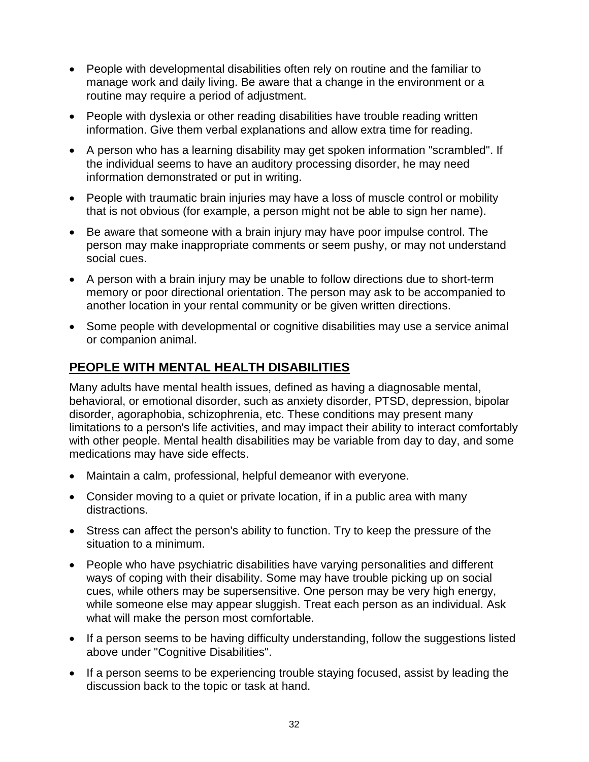- People with developmental disabilities often rely on routine and the familiar to manage work and daily living. Be aware that a change in the environment or a routine may require a period of adjustment.
- People with dyslexia or other reading disabilities have trouble reading written information. Give them verbal explanations and allow extra time for reading.
- A person who has a learning disability may get spoken information "scrambled". If the individual seems to have an auditory processing disorder, he may need information demonstrated or put in writing.
- People with traumatic brain injuries may have a loss of muscle control or mobility that is not obvious (for example, a person might not be able to sign her name).
- Be aware that someone with a brain injury may have poor impulse control. The person may make inappropriate comments or seem pushy, or may not understand social cues.
- A person with a brain injury may be unable to follow directions due to short-term memory or poor directional orientation. The person may ask to be accompanied to another location in your rental community or be given written directions.
- Some people with developmental or cognitive disabilities may use a service animal or companion animal.

## PEOPLE WITH MENTAL HEALTH DISABILITIES

Many adults have mental health issues, defined as having a diagnosable mental, behavioral, or emotional disorder, such as anxiety disorder, PTSD, depression, bipolar disorder, agoraphobia, schizophrenia, etc. These conditions may present many limitations to a person's life activities, and may impact their ability to interact comfortably with other people. Mental health disabilities may be variable from day to day, and some medications may have side effects.

- Maintain a calm, professional, helpful demeanor with everyone.
- Consider moving to a quiet or private location, if in a public area with many distractions.
- Stress can affect the person's ability to function. Try to keep the pressure of the situation to a minimum.
- People who have psychiatric disabilities have varying personalities and different ways of coping with their disability. Some may have trouble picking up on social cues, while others may be supersensitive. One person may be very high energy, while someone else may appear sluggish. Treat each person as an individual. Ask what will make the person most comfortable.
- If a person seems to be having difficulty understanding, follow the suggestions listed above under "Cognitive Disabilities".
- If a person seems to be experiencing trouble staying focused, assist by leading the discussion back to the topic or task at hand.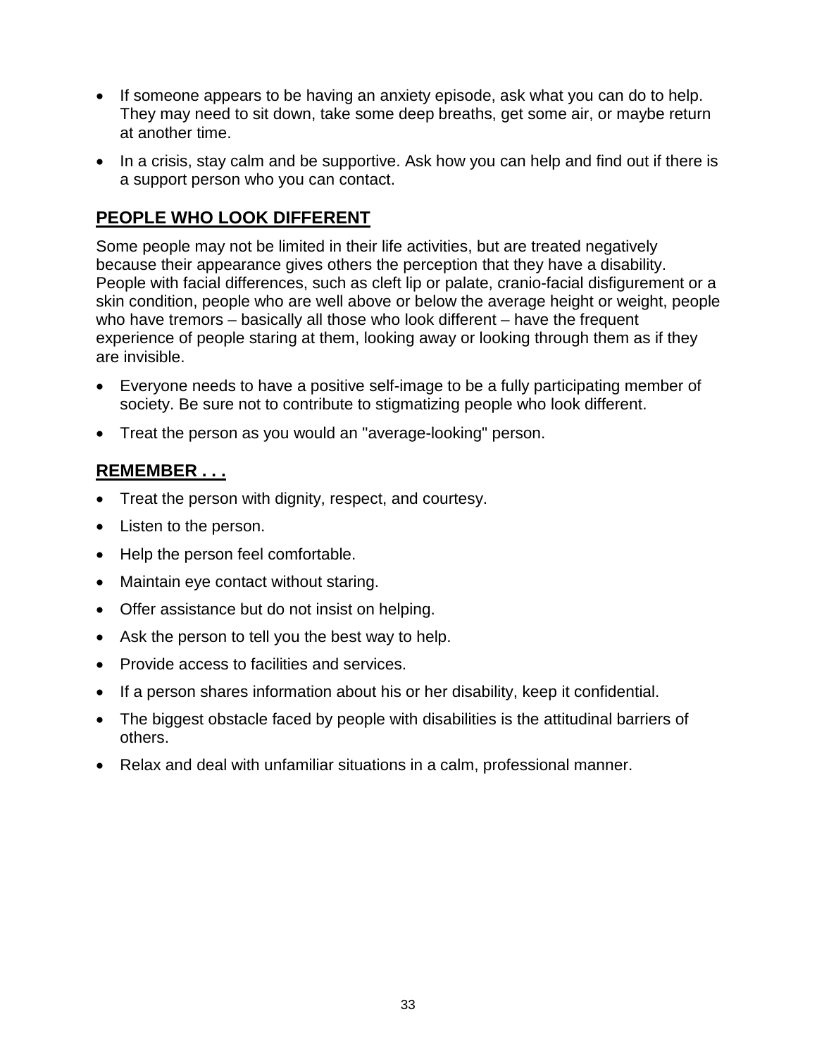- If someone appears to be having an anxiety episode, ask what you can do to help. They may need to sit down, take some deep breaths, get some air, or maybe return at another time.
- In a crisis, stay calm and be supportive. Ask how you can help and find out if there is a support person who you can contact.

## PEOPLE WHO LOOK DIFFERENT

Some people may not be limited in their life activities, but are treated negatively because their appearance gives others the perception that they have a disability. People with facial differences, such as cleft lip or palate, cranio-facial disfigurement or a skin condition, people who are well above or below the average height or weight, people who have tremors – basically all those who look different – have the frequent experience of people staring at them, looking away or looking through them as if they are invisible.

- Everyone needs to have a positive self-image to be a fully participating member of society. Be sure not to contribute to stigmatizing people who look different.
- Treat the person as you would an "average-looking" person.

## REMEMBER . . .

- Treat the person with dignity, respect, and courtesy.
- Listen to the person.
- Help the person feel comfortable.
- Maintain eye contact without staring.
- Offer assistance but do not insist on helping.
- Ask the person to tell you the best way to help.
- Provide access to facilities and services.
- If a person shares information about his or her disability, keep it confidential.
- The biggest obstacle faced by people with disabilities is the attitudinal barriers of others.
- Relax and deal with unfamiliar situations in a calm, professional manner.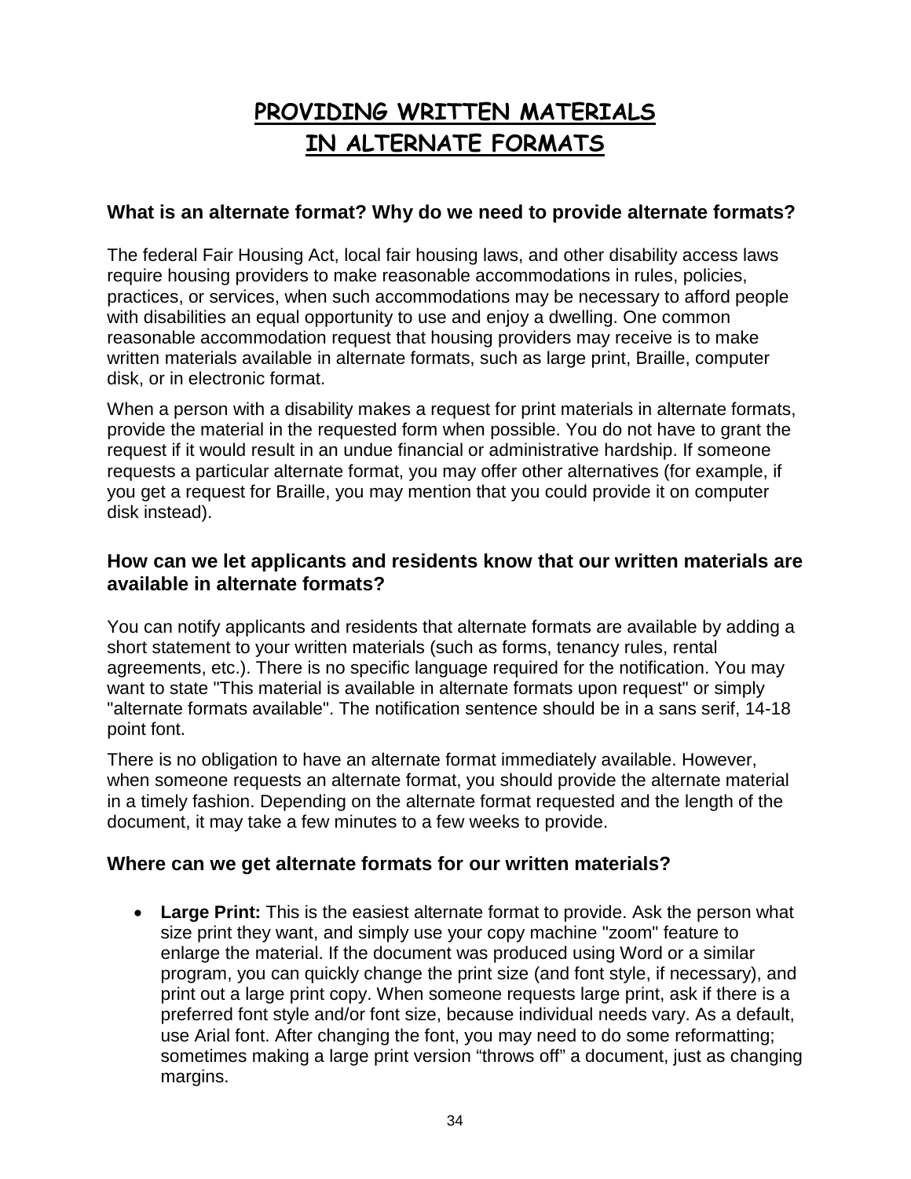# PROVIDING WRITTEN MATERIALS IN ALTERNATE FORMATS

### What is an alternate format? Why do we need to provide alternate formats?

The federal Fair Housing Act, local fair housing laws, and other disability access laws require housing providers to make reasonable accommodations in rules, policies, practices, or services, when such accommodations may be necessary to afford people with disabilities an equal opportunity to use and enjoy a dwelling. One common reasonable accommodation request that housing providers may receive is to make written materials available in alternate formats, such as large print, Braille, computer disk, or in electronic format.

When a person with a disability makes a request for print materials in alternate formats, provide the material in the requested form when possible. You do not have to grant the request if it would result in an undue financial or administrative hardship. If someone requests a particular alternate format, you may offer other alternatives (for example, if you get a request for Braille, you may mention that you could provide it on computer disk instead).

### How can we let applicants and residents know that our written materials are available in alternate formats?

You can notify applicants and residents that alternate formats are available by adding a short statement to your written materials (such as forms, tenancy rules, rental agreements, etc.). There is no specific language required for the notification. You may want to state "This material is available in alternate formats upon request" or simply "alternate formats available". The notification sentence should be in a sans serif, 14-18 point font.

There is no obligation to have an alternate format immediately available. However, when someone requests an alternate format, you should provide the alternate material in a timely fashion. Depending on the alternate format requested and the length of the document, it may take a few minutes to a few weeks to provide.

### Where can we get alternate formats for our written materials?

- **Large Print:** This is the easiest alternate format to provide. Ask the person what size print they want, and simply use your copy machine "zoom" feature to enlarge the material. If the document was produced using Word or a similar program, you can quickly change the print size (and font style, if necessary), and print out a large print copy. When someone requests large print, ask if there is a preferred font style and/or font size, because individual needs vary. As a default, use Arial font. After changing the font, you may need to do some reformatting; sometimes making a large print version “throws off” a document, just as changing margins.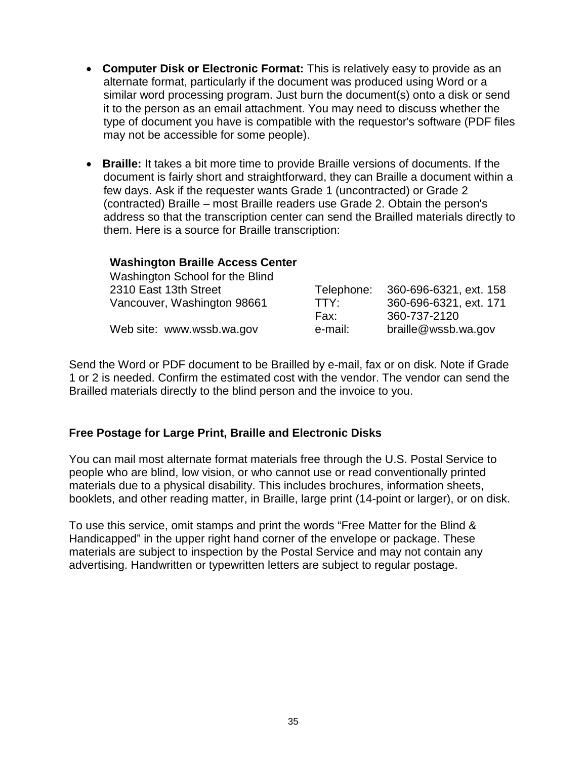- **Computer Disk or Electronic Format:** This is relatively easy to provide as an alternate format, particularly if the document was produced using Word or a similar word processing program. Just burn the document(s) onto a disk or send it to the person as an email attachment. You may need to discuss whether the type of document you have is compatible with the requestor's software (PDF files may not be accessible for some people).

- **Braille:** It takes a bit more time to provide Braille versions of documents. If the document is fairly short and straightforward, they can Braille a document within a few days. Ask if the requester wants Grade 1 (uncontracted) or Grade 2 (contracted) Braille – most Braille readers use Grade 2. Obtain the person's address so that the transcription center can send the Brailled materials directly to them. Here is a source for Braille transcription:

**Washington Braille Access Center**
Washington School for the Blind
2310 East 13th Street
Vancouver, Washington 98661

Web site: www.wssb.wa.gov

Telephone: 360-696-6321, ext. 158
TTY: 360-696-6321, ext. 171
Fax: 360-737-2120
e-mail: braille@wssb.wa.gov

Send the Word or PDF document to be Brailled by e-mail, fax or on disk. Note if Grade 1 or 2 is needed. Confirm the estimated cost with the vendor. The vendor can send the Brailled materials directly to the blind person and the invoice to you.

**Free Postage for Large Print, Braille and Electronic Disks**

You can mail most alternate format materials free through the U.S. Postal Service to people who are blind, low vision, or who cannot use or read conventionally printed materials due to a physical disability. This includes brochures, information sheets, booklets, and other reading matter, in Braille, large print (14-point or larger), or on disk.

To use this service, omit stamps and print the words "Free Matter for the Blind & Handicapped" in the upper right hand corner of the envelope or package. These materials are subject to inspection by the Postal Service and may not contain any advertising. Handwritten or typewritten letters are subject to regular postage.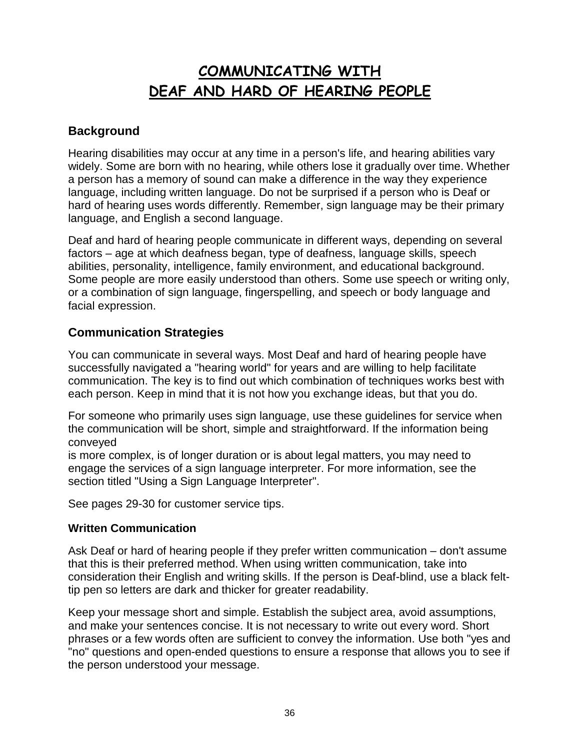# COMMUNICATING WITH DEAF AND HARD OF HEARING PEOPLE

## Background

Hearing disabilities may occur at any time in a person's life, and hearing abilities vary widely. Some are born with no hearing, while others lose it gradually over time. Whether a person has a memory of sound can make a difference in the way they experience language, including written language. Do not be surprised if a person who is Deaf or hard of hearing uses words differently. Remember, sign language may be their primary language, and English a second language.

Deaf and hard of hearing people communicate in different ways, depending on several factors – age at which deafness began, type of deafness, language skills, speech abilities, personality, intelligence, family environment, and educational background. Some people are more easily understood than others. Some use speech or writing only, or a combination of sign language, fingerspelling, and speech or body language and facial expression.

## Communication Strategies

You can communicate in several ways. Most Deaf and hard of hearing people have successfully navigated a "hearing world" for years and are willing to help facilitate communication. The key is to find out which combination of techniques works best with each person. Keep in mind that it is not how you exchange ideas, but that you do.

For someone who primarily uses sign language, use these guidelines for service when the communication will be short, simple and straightforward. If the information being conveyed is more complex, is of longer duration or is about legal matters, you may need to engage the services of a sign language interpreter. For more information, see the section titled "Using a Sign Language Interpreter".

See pages 29-30 for customer service tips.

### Written Communication

Ask Deaf or hard of hearing people if they prefer written communication – don't assume that this is their preferred method. When using written communication, take into consideration their English and writing skills. If the person is Deaf-blind, use a black felt-tip pen so letters are dark and thicker for greater readability.

Keep your message short and simple. Establish the subject area, avoid assumptions, and make your sentences concise. It is not necessary to write out every word. Short phrases or a few words often are sufficient to convey the information. Use both "yes and "no" questions and open-ended questions to ensure a response that allows you to see if the person understood your message.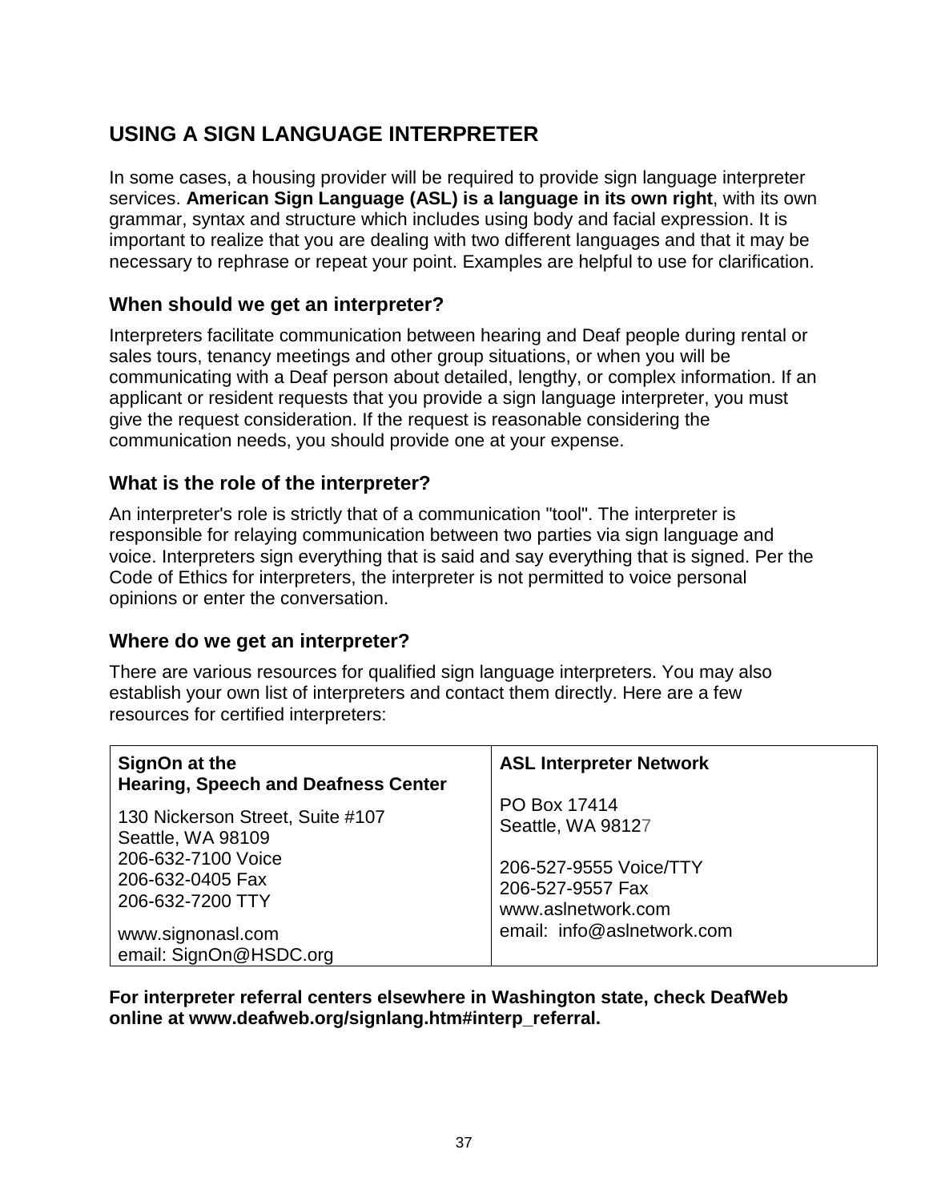## USING A SIGN LANGUAGE INTERPRETER

In some cases, a housing provider will be required to provide sign language interpreter services. **American Sign Language (ASL) is a language in its own right**, with its own grammar, syntax and structure which includes using body and facial expression. It is important to realize that you are dealing with two different languages and that it may be necessary to rephrase or repeat your point. Examples are helpful to use for clarification.

### When should we get an interpreter?

Interpreters facilitate communication between hearing and Deaf people during rental or sales tours, tenancy meetings and other group situations, or when you will be communicating with a Deaf person about detailed, lengthy, or complex information. If an applicant or resident requests that you provide a sign language interpreter, you must give the request consideration. If the request is reasonable considering the communication needs, you should provide one at your expense.

### What is the role of the interpreter?

An interpreter's role is strictly that of a communication "tool". The interpreter is responsible for relaying communication between two parties via sign language and voice. Interpreters sign everything that is said and say everything that is signed. Per the Code of Ethics for interpreters, the interpreter is not permitted to voice personal opinions or enter the conversation.

### Where do we get an interpreter?

There are various resources for qualified sign language interpreters. You may also establish your own list of interpreters and contact them directly. Here are a few resources for certified interpreters:

| **SignOn at the Hearing, Speech and Deafness Center** | **ASL Interpreter Network** |
|---|---|
| 130 Nickerson Street, Suite #107<br>Seattle, WA 98109<br>206-632-7100 Voice<br>206-632-0405 Fax<br>206-632-7200 TTY<br><br>www.signonasl.com<br>email: SignOn@HSDC.org | PO Box 17414<br>Seattle, WA 98127<br><br>206-527-9555 Voice/TTY<br>206-527-9557 Fax<br>www.aslnetwork.com<br>email: info@aslnetwork.com |

**For interpreter referral centers elsewhere in Washington state, check DeafWeb online at www.deafweb.org/signlang.htm#interp_referral.**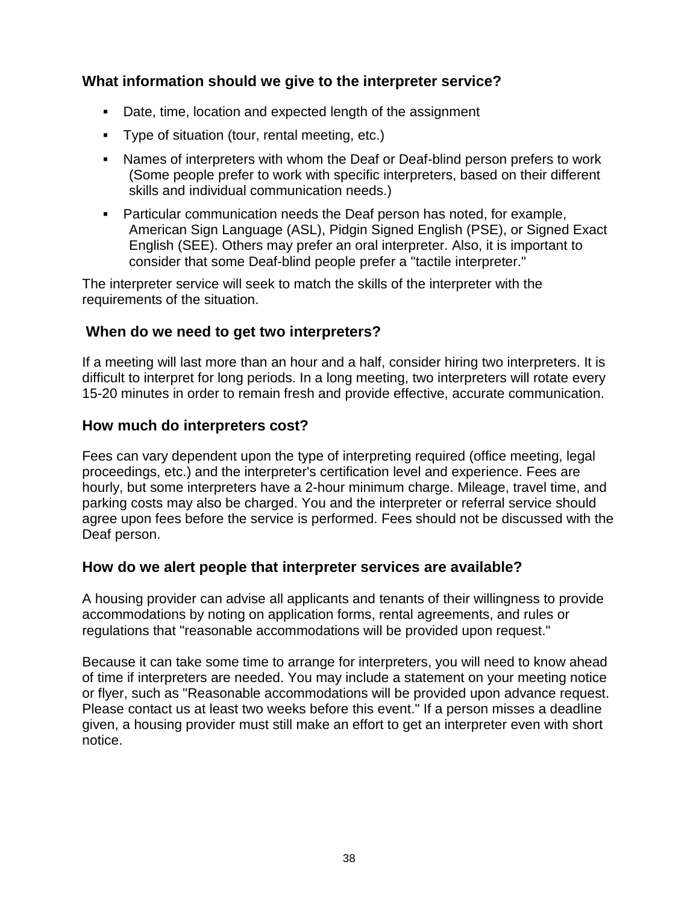### What information should we give to the interpreter service?

- Date, time, location and expected length of the assignment
- Type of situation (tour, rental meeting, etc.)
- Names of interpreters with whom the Deaf or Deaf-blind person prefers to work (Some people prefer to work with specific interpreters, based on their different skills and individual communication needs.)
- Particular communication needs the Deaf person has noted, for example, American Sign Language (ASL), Pidgin Signed English (PSE), or Signed Exact English (SEE). Others may prefer an oral interpreter. Also, it is important to consider that some Deaf-blind people prefer a "tactile interpreter."

The interpreter service will seek to match the skills of the interpreter with the requirements of the situation.

### When do we need to get two interpreters?

If a meeting will last more than an hour and a half, consider hiring two interpreters. It is difficult to interpret for long periods. In a long meeting, two interpreters will rotate every 15-20 minutes in order to remain fresh and provide effective, accurate communication.

### How much do interpreters cost?

Fees can vary dependent upon the type of interpreting required (office meeting, legal proceedings, etc.) and the interpreter's certification level and experience. Fees are hourly, but some interpreters have a 2-hour minimum charge. Mileage, travel time, and parking costs may also be charged. You and the interpreter or referral service should agree upon fees before the service is performed. Fees should not be discussed with the Deaf person.

### How do we alert people that interpreter services are available?

A housing provider can advise all applicants and tenants of their willingness to provide accommodations by noting on application forms, rental agreements, and rules or regulations that "reasonable accommodations will be provided upon request."

Because it can take some time to arrange for interpreters, you will need to know ahead of time if interpreters are needed. You may include a statement on your meeting notice or flyer, such as "Reasonable accommodations will be provided upon advance request. Please contact us at least two weeks before this event." If a person misses a deadline given, a housing provider must still make an effort to get an interpreter even with short notice.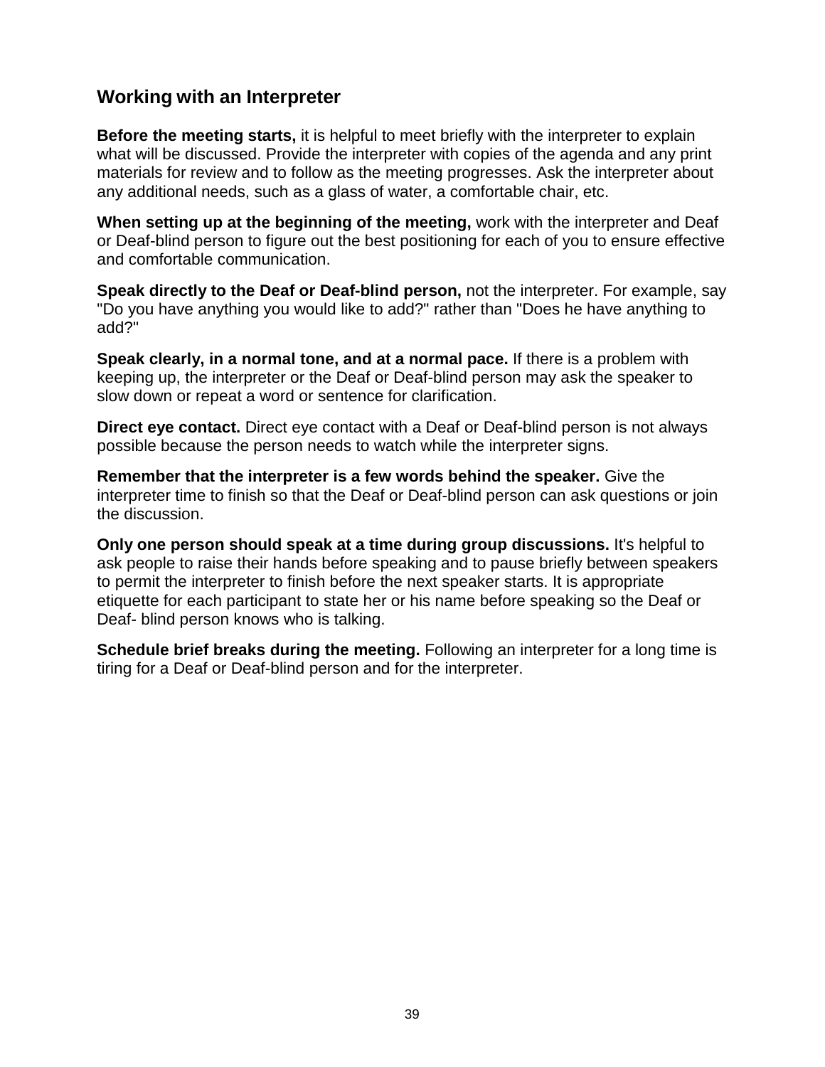## Working with an Interpreter

**Before the meeting starts,** it is helpful to meet briefly with the interpreter to explain what will be discussed. Provide the interpreter with copies of the agenda and any print materials for review and to follow as the meeting progresses. Ask the interpreter about any additional needs, such as a glass of water, a comfortable chair, etc.

**When setting up at the beginning of the meeting,** work with the interpreter and Deaf or Deaf-blind person to figure out the best positioning for each of you to ensure effective and comfortable communication.

**Speak directly to the Deaf or Deaf-blind person,** not the interpreter. For example, say "Do you have anything you would like to add?" rather than "Does he have anything to add?"

**Speak clearly, in a normal tone, and at a normal pace.** If there is a problem with keeping up, the interpreter or the Deaf or Deaf-blind person may ask the speaker to slow down or repeat a word or sentence for clarification.

**Direct eye contact.** Direct eye contact with a Deaf or Deaf-blind person is not always possible because the person needs to watch while the interpreter signs.

**Remember that the interpreter is a few words behind the speaker.** Give the interpreter time to finish so that the Deaf or Deaf-blind person can ask questions or join the discussion.

**Only one person should speak at a time during group discussions.** It's helpful to ask people to raise their hands before speaking and to pause briefly between speakers to permit the interpreter to finish before the next speaker starts. It is appropriate etiquette for each participant to state her or his name before speaking so the Deaf or Deaf- blind person knows who is talking.

**Schedule brief breaks during the meeting.** Following an interpreter for a long time is tiring for a Deaf or Deaf-blind person and for the interpreter.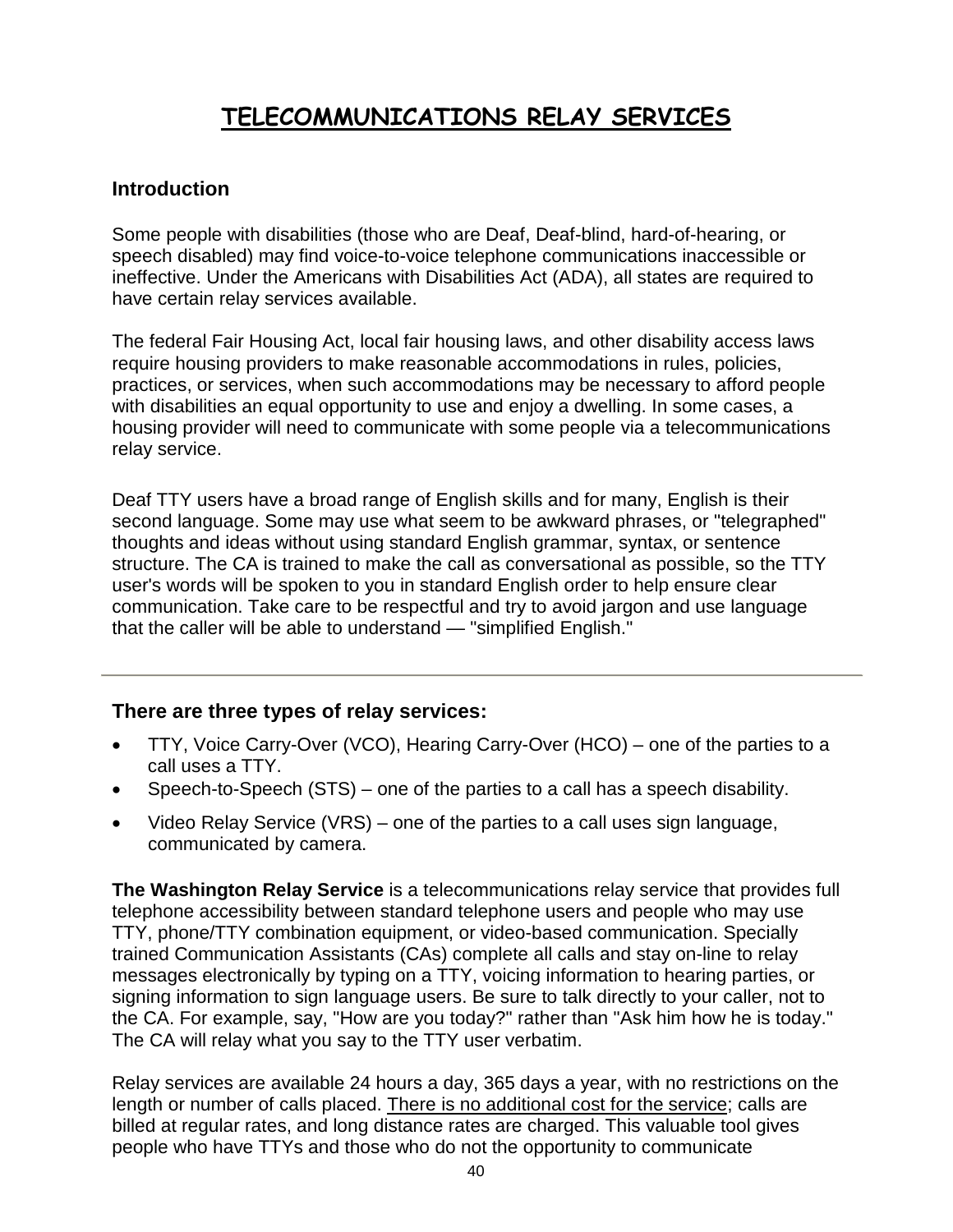# TELECOMMUNICATIONS RELAY SERVICES

## Introduction

Some people with disabilities (those who are Deaf, Deaf-blind, hard-of-hearing, or speech disabled) may find voice-to-voice telephone communications inaccessible or ineffective. Under the Americans with Disabilities Act (ADA), all states are required to have certain relay services available.

The federal Fair Housing Act, local fair housing laws, and other disability access laws require housing providers to make reasonable accommodations in rules, policies, practices, or services, when such accommodations may be necessary to afford people with disabilities an equal opportunity to use and enjoy a dwelling. In some cases, a housing provider will need to communicate with some people via a telecommunications relay service.

Deaf TTY users have a broad range of English skills and for many, English is their second language. Some may use what seem to be awkward phrases, or "telegraphed" thoughts and ideas without using standard English grammar, syntax, or sentence structure. The CA is trained to make the call as conversational as possible, so the TTY user's words will be spoken to you in standard English order to help ensure clear communication. Take care to be respectful and try to avoid jargon and use language that the caller will be able to understand — "simplified English."

---

### There are three types of relay services:

- TTY, Voice Carry-Over (VCO), Hearing Carry-Over (HCO) – one of the parties to a call uses a TTY.
- Speech-to-Speech (STS) – one of the parties to a call has a speech disability.
- Video Relay Service (VRS) – one of the parties to a call uses sign language, communicated by camera.

**The Washington Relay Service** is a telecommunications relay service that provides full telephone accessibility between standard telephone users and people who may use TTY, phone/TTY combination equipment, or video-based communication. Specially trained Communication Assistants (CAs) complete all calls and stay on-line to relay messages electronically by typing on a TTY, voicing information to hearing parties, or signing information to sign language users. Be sure to talk directly to your caller, not to the CA. For example, say, "How are you today?" rather than "Ask him how he is today." The CA will relay what you say to the TTY user verbatim.

Relay services are available 24 hours a day, 365 days a year, with no restrictions on the length or number of calls placed. <u>There is no additional cost for the service</u>; calls are billed at regular rates, and long distance rates are charged. This valuable tool gives people who have TTYs and those who do not the opportunity to communicate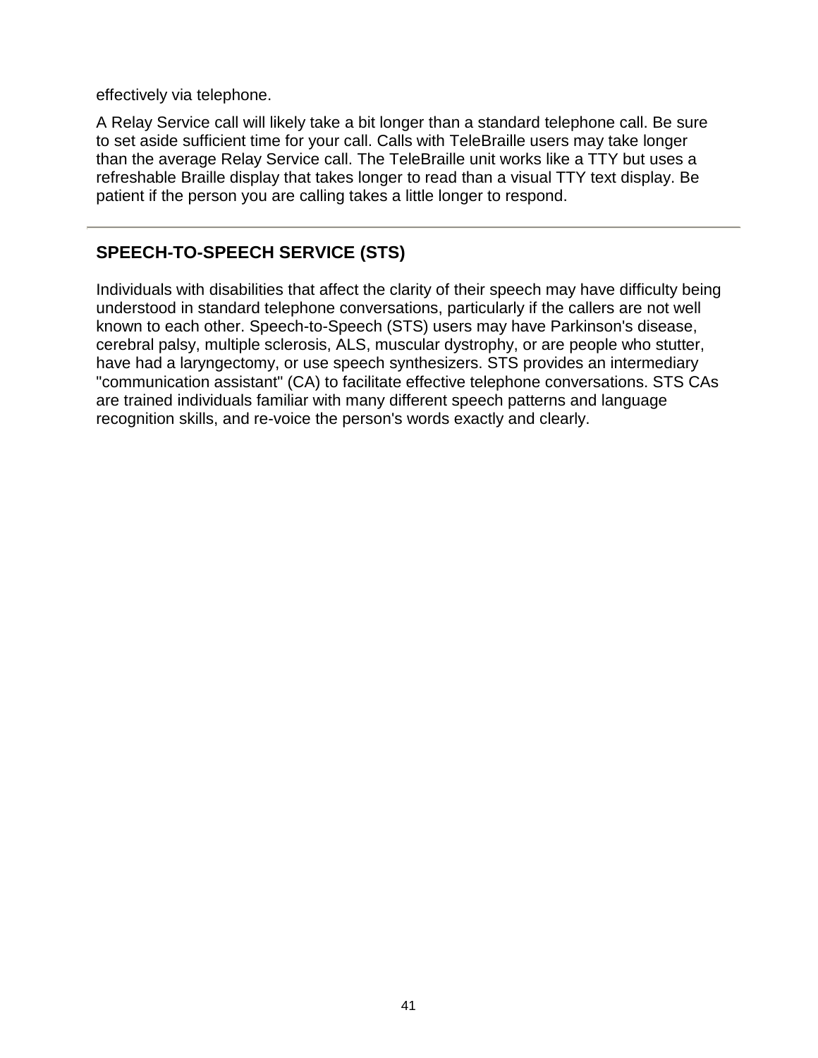effectively via telephone.

A Relay Service call will likely take a bit longer than a standard telephone call. Be sure to set aside sufficient time for your call. Calls with TeleBraille users may take longer than the average Relay Service call. The TeleBraille unit works like a TTY but uses a refreshable Braille display that takes longer to read than a visual TTY text display. Be patient if the person you are calling takes a little longer to respond.

---

## SPEECH-TO-SPEECH SERVICE (STS)

Individuals with disabilities that affect the clarity of their speech may have difficulty being understood in standard telephone conversations, particularly if the callers are not well known to each other. Speech-to-Speech (STS) users may have Parkinson's disease, cerebral palsy, multiple sclerosis, ALS, muscular dystrophy, or are people who stutter, have had a laryngectomy, or use speech synthesizers. STS provides an intermediary "communication assistant" (CA) to facilitate effective telephone conversations. STS CAs are trained individuals familiar with many different speech patterns and language recognition skills, and re-voice the person's words exactly and clearly.